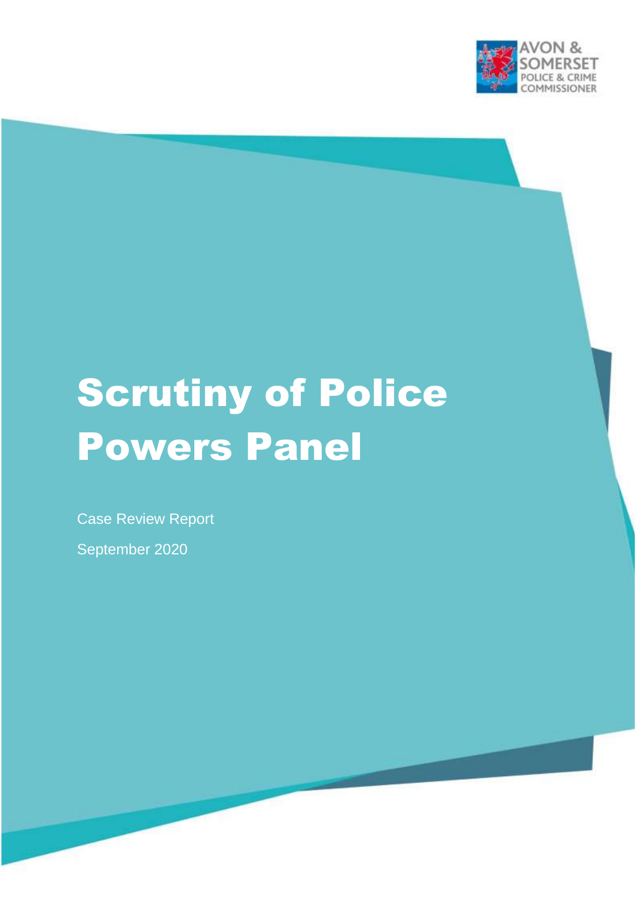AVON & SOMERSET POLICE & CRIME COMMISSIONER

# Scrutiny of Police Powers Panel

Case Review Report

September 2020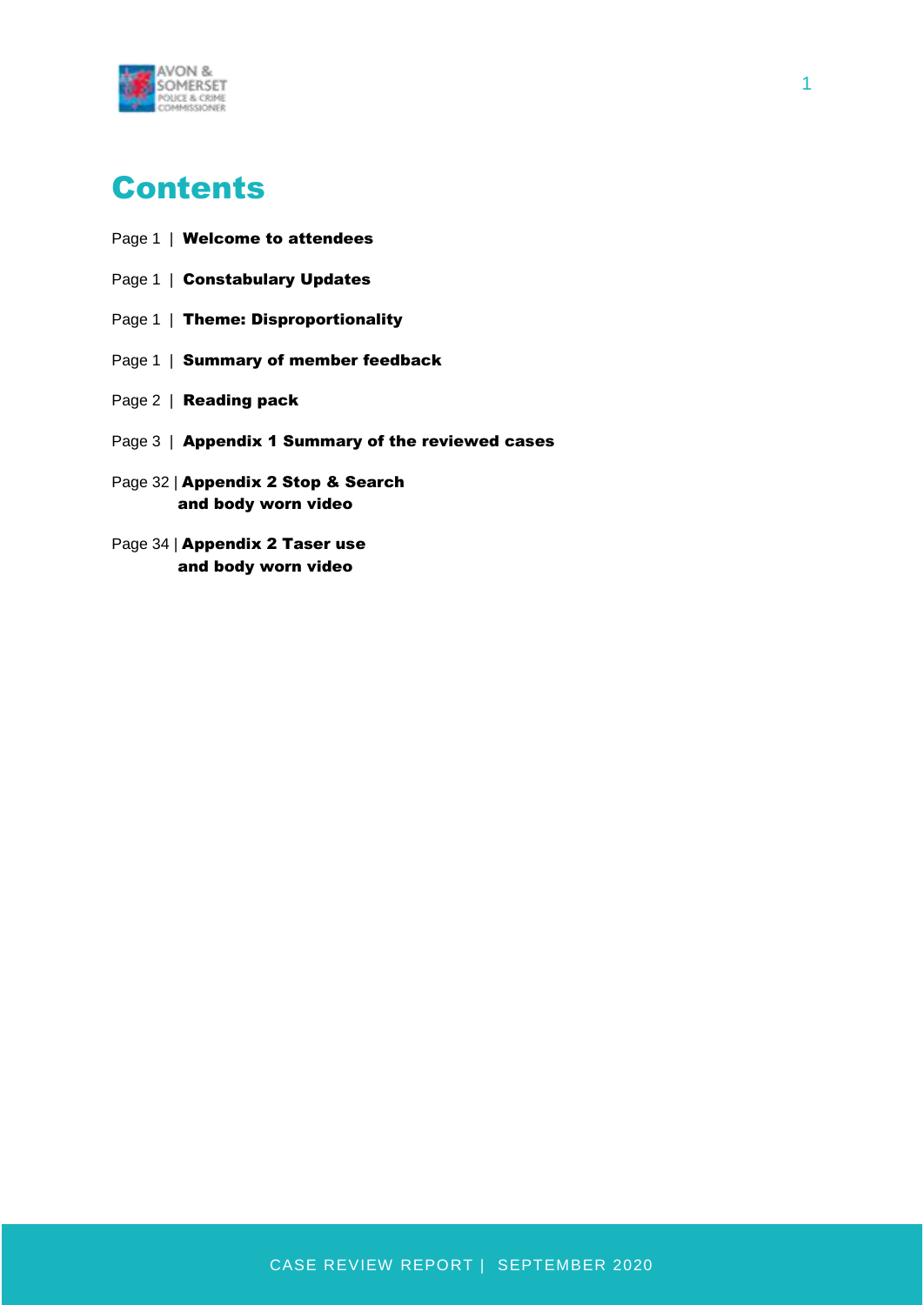# Contents

Page 1 | **Welcome to attendees**

Page 1 | **Constabulary Updates**

Page 1 | **Theme: Disproportionality**

Page 1 | **Summary of member feedback**

Page 2 | **Reading pack**

Page 3 | **Appendix 1 Summary of the reviewed cases**

Page 32 | **Appendix 2 Stop & Search and body worn video**

Page 34 | **Appendix 2 Taser use and body worn video**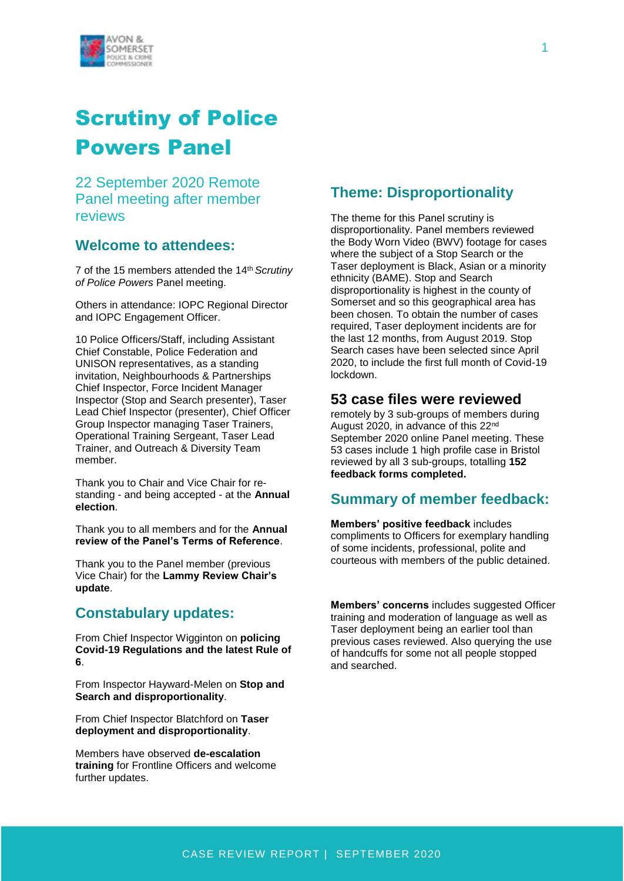# Scrutiny of Police Powers Panel

## 22 September 2020 Remote Panel meeting after member reviews

## Welcome to attendees:

7 of the 15 members attended the 14th *Scrutiny of Police Powers* Panel meeting.

Others in attendance: IOPC Regional Director and IOPC Engagement Officer.

10 Police Officers/Staff, including Assistant Chief Constable, Police Federation and UNISON representatives, as a standing invitation, Neighbourhoods & Partnerships Chief Inspector, Force Incident Manager Inspector (Stop and Search presenter), Taser Lead Chief Inspector (presenter), Chief Officer Group Inspector managing Taser Trainers, Operational Training Sergeant, Taser Lead Trainer, and Outreach & Diversity Team member.

Thank you to Chair and Vice Chair for re-standing - and being accepted - at the **Annual election**.

Thank you to all members and for the **Annual review of the Panel's Terms of Reference**.

Thank you to the Panel member (previous Vice Chair) for the **Lammy Review Chair's update**.

## Constabulary updates:

From Chief Inspector Wigginton on **policing Covid-19 Regulations and the latest Rule of 6**.

From Inspector Hayward-Melen on **Stop and Search and disproportionality**.

From Chief Inspector Blatchford on **Taser deployment and disproportionality**.

Members have observed **de-escalation training** for Frontline Officers and welcome further updates.

## Theme: Disproportionality

The theme for this Panel scrutiny is disproportionality. Panel members reviewed the Body Worn Video (BWV) footage for cases where the subject of a Stop Search or the Taser deployment is Black, Asian or a minority ethnicity (BAME). Stop and Search disproportionality is highest in the county of Somerset and so this geographical area has been chosen. To obtain the number of cases required, Taser deployment incidents are for the last 12 months, from August 2019. Stop Search cases have been selected since April 2020, to include the first full month of Covid-19 lockdown.

## 53 case files were reviewed

remotely by 3 sub-groups of members during August 2020, in advance of this 22nd September 2020 online Panel meeting. These 53 cases include 1 high profile case in Bristol reviewed by all 3 sub-groups, totalling **152 feedback forms completed.**

## Summary of member feedback:

**Members' positive feedback** includes compliments to Officers for exemplary handling of some incidents, professional, polite and courteous with members of the public detained.

**Members' concerns** includes suggested Officer training and moderation of language as well as Taser deployment being an earlier tool than previous cases reviewed. Also querying the use of handcuffs for some not all people stopped and searched.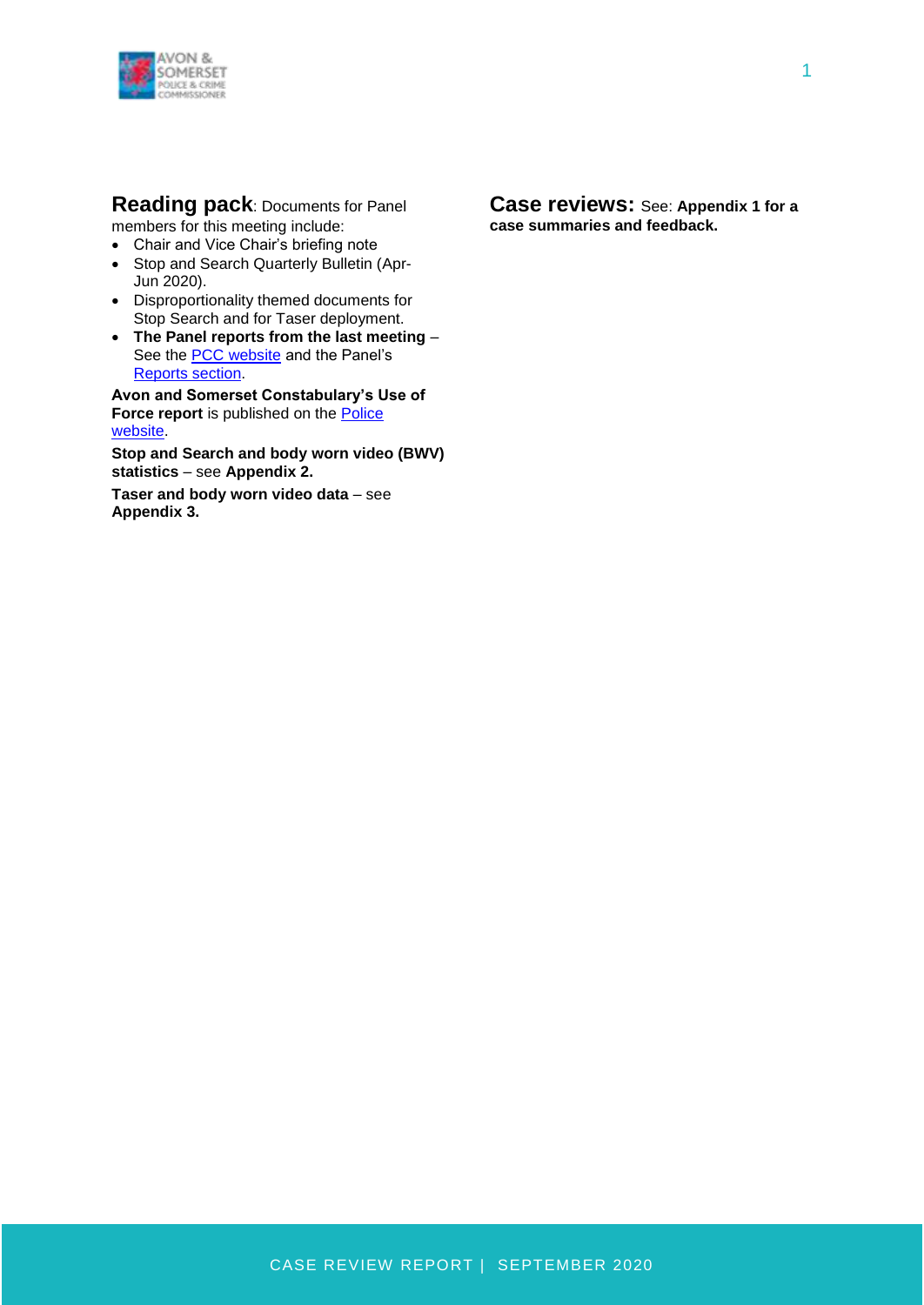**Reading pack**: Documents for Panel members for this meeting include:

- Chair and Vice Chair's briefing note
- Stop and Search Quarterly Bulletin (Apr-Jun 2020).
- Disproportionality themed documents for Stop Search and for Taser deployment.
- **The Panel reports from the last meeting** – See the PCC website and the Panel's Reports section.

**Avon and Somerset Constabulary's Use of Force report** is published on the Police website.

**Stop and Search and body worn video (BWV) statistics** – see **Appendix 2.**

**Taser and body worn video data** – see **Appendix 3.**

**Case reviews:** See: **Appendix 1 for a case summaries and feedback.**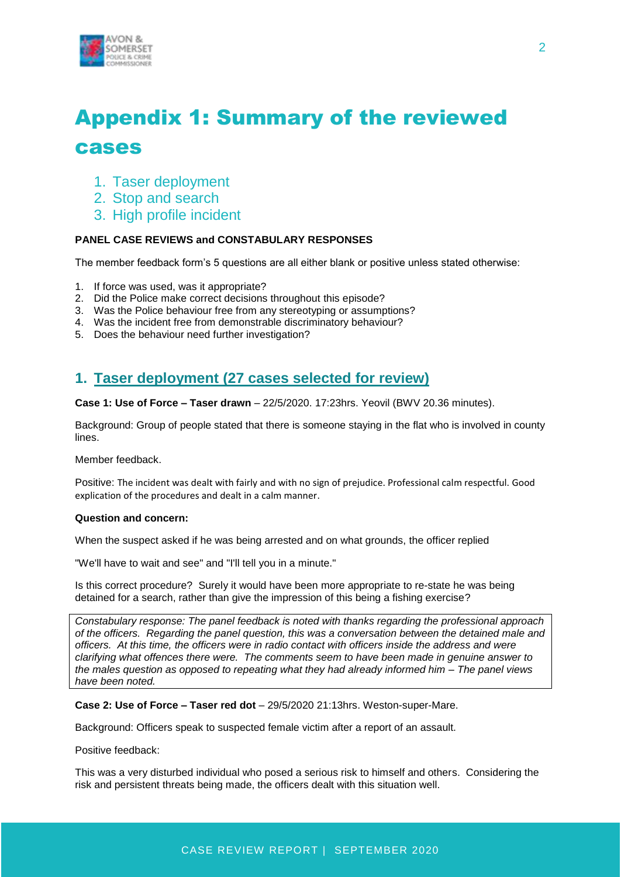# Appendix 1: Summary of the reviewed cases

1. Taser deployment
2. Stop and search
3. High profile incident

**PANEL CASE REVIEWS and CONSTABULARY RESPONSES**

The member feedback form's 5 questions are all either blank or positive unless stated otherwise:

1. If force was used, was it appropriate?
2. Did the Police make correct decisions throughout this episode?
3. Was the Police behaviour free from any stereotyping or assumptions?
4. Was the incident free from demonstrable discriminatory behaviour?
5. Does the behaviour need further investigation?

## 1. Taser deployment (27 cases selected for review)

**Case 1: Use of Force – Taser drawn** – 22/5/2020. 17:23hrs. Yeovil (BWV 20.36 minutes).

Background: Group of people stated that there is someone staying in the flat who is involved in county lines.

Member feedback.

Positive: The incident was dealt with fairly and with no sign of prejudice. Professional calm respectful. Good explication of the procedures and dealt in a calm manner.

**Question and concern:**

When the suspect asked if he was being arrested and on what grounds, the officer replied

"We'll have to wait and see" and "I'll tell you in a minute."

Is this correct procedure? Surely it would have been more appropriate to re-state he was being detained for a search, rather than give the impression of this being a fishing exercise?

*Constabulary response: The panel feedback is noted with thanks regarding the professional approach of the officers. Regarding the panel question, this was a conversation between the detained male and officers. At this time, the officers were in radio contact with officers inside the address and were clarifying what offences there were. The comments seem to have been made in genuine answer to the males question as opposed to repeating what they had already informed him – The panel views have been noted.*

**Case 2: Use of Force – Taser red dot** – 29/5/2020 21:13hrs. Weston-super-Mare.

Background: Officers speak to suspected female victim after a report of an assault.

Positive feedback:

This was a very disturbed individual who posed a serious risk to himself and others. Considering the risk and persistent threats being made, the officers dealt with this situation well.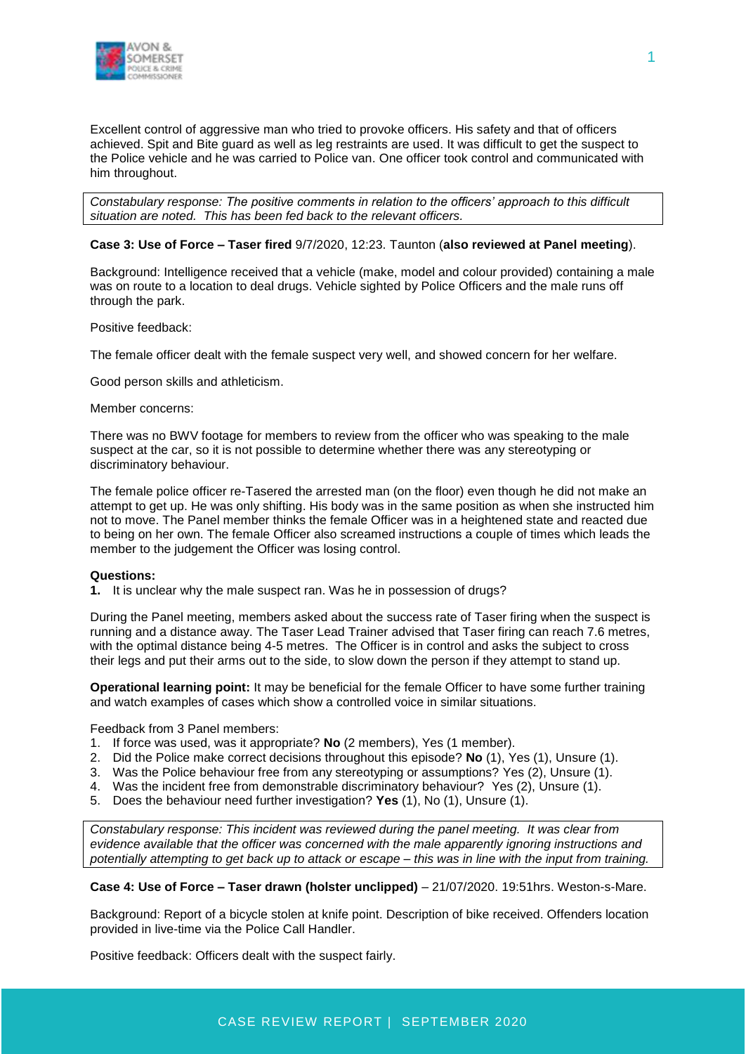Excellent control of aggressive man who tried to provoke officers. His safety and that of officers achieved. Spit and Bite guard as well as leg restraints are used. It was difficult to get the suspect to the Police vehicle and he was carried to Police van. One officer took control and communicated with him throughout.

*Constabulary response: The positive comments in relation to the officers' approach to this difficult situation are noted. This has been fed back to the relevant officers.*

**Case 3: Use of Force – Taser fired** 9/7/2020, 12:23. Taunton (**also reviewed at Panel meeting**).

Background: Intelligence received that a vehicle (make, model and colour provided) containing a male was on route to a location to deal drugs. Vehicle sighted by Police Officers and the male runs off through the park.

Positive feedback:

The female officer dealt with the female suspect very well, and showed concern for her welfare.

Good person skills and athleticism.

Member concerns:

There was no BWV footage for members to review from the officer who was speaking to the male suspect at the car, so it is not possible to determine whether there was any stereotyping or discriminatory behaviour.

The female police officer re-Tasered the arrested man (on the floor) even though he did not make an attempt to get up. He was only shifting. His body was in the same position as when she instructed him not to move. The Panel member thinks the female Officer was in a heightened state and reacted due to being on her own. The female Officer also screamed instructions a couple of times which leads the member to the judgement the Officer was losing control.

**Questions:**

1. It is unclear why the male suspect ran. Was he in possession of drugs?

During the Panel meeting, members asked about the success rate of Taser firing when the suspect is running and a distance away. The Taser Lead Trainer advised that Taser firing can reach 7.6 metres, with the optimal distance being 4-5 metres. The Officer is in control and asks the subject to cross their legs and put their arms out to the side, to slow down the person if they attempt to stand up.

**Operational learning point:** It may be beneficial for the female Officer to have some further training and watch examples of cases which show a controlled voice in similar situations.

Feedback from 3 Panel members:

1. If force was used, was it appropriate? **No** (2 members), Yes (1 member).
2. Did the Police make correct decisions throughout this episode? **No** (1), Yes (1), Unsure (1).
3. Was the Police behaviour free from any stereotyping or assumptions? Yes (2), Unsure (1).
4. Was the incident free from demonstrable discriminatory behaviour? Yes (2), Unsure (1).
5. Does the behaviour need further investigation? **Yes** (1), No (1), Unsure (1).

*Constabulary response: This incident was reviewed during the panel meeting. It was clear from evidence available that the officer was concerned with the male apparently ignoring instructions and potentially attempting to get back up to attack or escape – this was in line with the input from training.*

**Case 4: Use of Force – Taser drawn (holster unclipped)** – 21/07/2020. 19:51hrs. Weston-s-Mare.

Background: Report of a bicycle stolen at knife point. Description of bike received. Offenders location provided in live-time via the Police Call Handler.

Positive feedback: Officers dealt with the suspect fairly.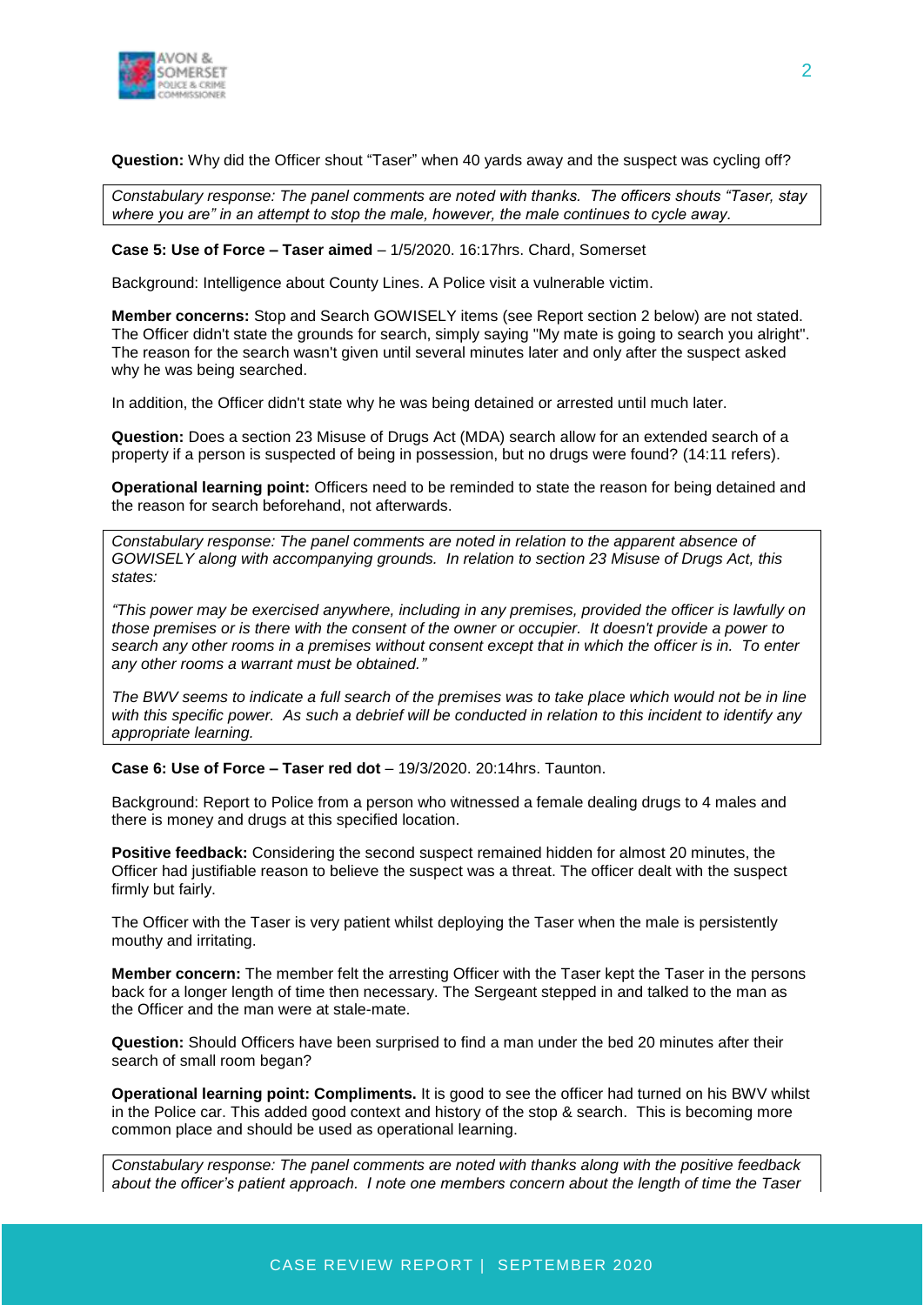**Question:** Why did the Officer shout "Taser" when 40 yards away and the suspect was cycling off?

*Constabulary response: The panel comments are noted with thanks. The officers shouts "Taser, stay where you are" in an attempt to stop the male, however, the male continues to cycle away.*

**Case 5: Use of Force – Taser aimed** – 1/5/2020. 16:17hrs. Chard, Somerset

Background: Intelligence about County Lines. A Police visit a vulnerable victim.

**Member concerns:** Stop and Search GOWISELY items (see Report section 2 below) are not stated. The Officer didn't state the grounds for search, simply saying "My mate is going to search you alright". The reason for the search wasn't given until several minutes later and only after the suspect asked why he was being searched.

In addition, the Officer didn't state why he was being detained or arrested until much later.

**Question:** Does a section 23 Misuse of Drugs Act (MDA) search allow for an extended search of a property if a person is suspected of being in possession, but no drugs were found? (14:11 refers).

**Operational learning point:** Officers need to be reminded to state the reason for being detained and the reason for search beforehand, not afterwards.

*Constabulary response: The panel comments are noted in relation to the apparent absence of GOWISELY along with accompanying grounds. In relation to section 23 Misuse of Drugs Act, this states:*

*"This power may be exercised anywhere, including in any premises, provided the officer is lawfully on those premises or is there with the consent of the owner or occupier. It doesn't provide a power to search any other rooms in a premises without consent except that in which the officer is in. To enter any other rooms a warrant must be obtained."*

*The BWV seems to indicate a full search of the premises was to take place which would not be in line with this specific power. As such a debrief will be conducted in relation to this incident to identify any appropriate learning.*

**Case 6: Use of Force – Taser red dot** – 19/3/2020. 20:14hrs. Taunton.

Background: Report to Police from a person who witnessed a female dealing drugs to 4 males and there is money and drugs at this specified location.

**Positive feedback:** Considering the second suspect remained hidden for almost 20 minutes, the Officer had justifiable reason to believe the suspect was a threat. The officer dealt with the suspect firmly but fairly.

The Officer with the Taser is very patient whilst deploying the Taser when the male is persistently mouthy and irritating.

**Member concern:** The member felt the arresting Officer with the Taser kept the Taser in the persons back for a longer length of time then necessary. The Sergeant stepped in and talked to the man as the Officer and the man were at stale-mate.

**Question:** Should Officers have been surprised to find a man under the bed 20 minutes after their search of small room began?

**Operational learning point: Compliments.** It is good to see the officer had turned on his BWV whilst in the Police car. This added good context and history of the stop & search. This is becoming more common place and should be used as operational learning.

*Constabulary response: The panel comments are noted with thanks along with the positive feedback about the officer's patient approach. I note one members concern about the length of time the Taser*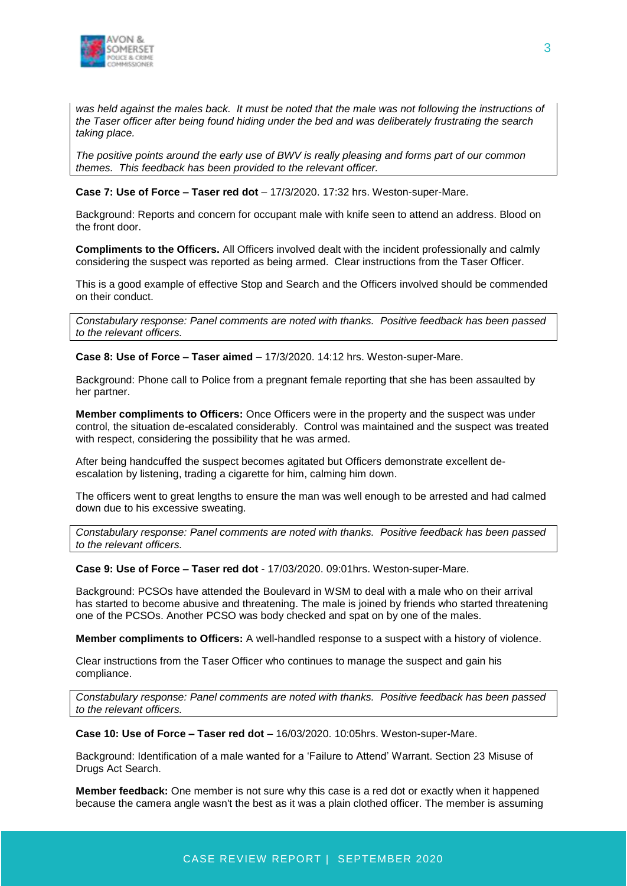*was held against the males back. It must be noted that the male was not following the instructions of the Taser officer after being found hiding under the bed and was deliberately frustrating the search taking place.*

*The positive points around the early use of BWV is really pleasing and forms part of our common themes. This feedback has been provided to the relevant officer.*

**Case 7: Use of Force – Taser red dot** – 17/3/2020. 17:32 hrs. Weston-super-Mare.

Background: Reports and concern for occupant male with knife seen to attend an address. Blood on the front door.

**Compliments to the Officers.** All Officers involved dealt with the incident professionally and calmly considering the suspect was reported as being armed. Clear instructions from the Taser Officer.

This is a good example of effective Stop and Search and the Officers involved should be commended on their conduct.

*Constabulary response: Panel comments are noted with thanks. Positive feedback has been passed to the relevant officers.*

**Case 8: Use of Force – Taser aimed** – 17/3/2020. 14:12 hrs. Weston-super-Mare.

Background: Phone call to Police from a pregnant female reporting that she has been assaulted by her partner.

**Member compliments to Officers:** Once Officers were in the property and the suspect was under control, the situation de-escalated considerably. Control was maintained and the suspect was treated with respect, considering the possibility that he was armed.

After being handcuffed the suspect becomes agitated but Officers demonstrate excellent de-escalation by listening, trading a cigarette for him, calming him down.

The officers went to great lengths to ensure the man was well enough to be arrested and had calmed down due to his excessive sweating.

*Constabulary response: Panel comments are noted with thanks. Positive feedback has been passed to the relevant officers.*

**Case 9: Use of Force – Taser red dot** - 17/03/2020. 09:01hrs. Weston-super-Mare.

Background: PCSOs have attended the Boulevard in WSM to deal with a male who on their arrival has started to become abusive and threatening. The male is joined by friends who started threatening one of the PCSOs. Another PCSO was body checked and spat on by one of the males.

**Member compliments to Officers:** A well-handled response to a suspect with a history of violence.

Clear instructions from the Taser Officer who continues to manage the suspect and gain his compliance.

*Constabulary response: Panel comments are noted with thanks. Positive feedback has been passed to the relevant officers.*

**Case 10: Use of Force – Taser red dot** – 16/03/2020. 10:05hrs. Weston-super-Mare.

Background: Identification of a male wanted for a 'Failure to Attend' Warrant. Section 23 Misuse of Drugs Act Search.

**Member feedback:** One member is not sure why this case is a red dot or exactly when it happened because the camera angle wasn't the best as it was a plain clothed officer. The member is assuming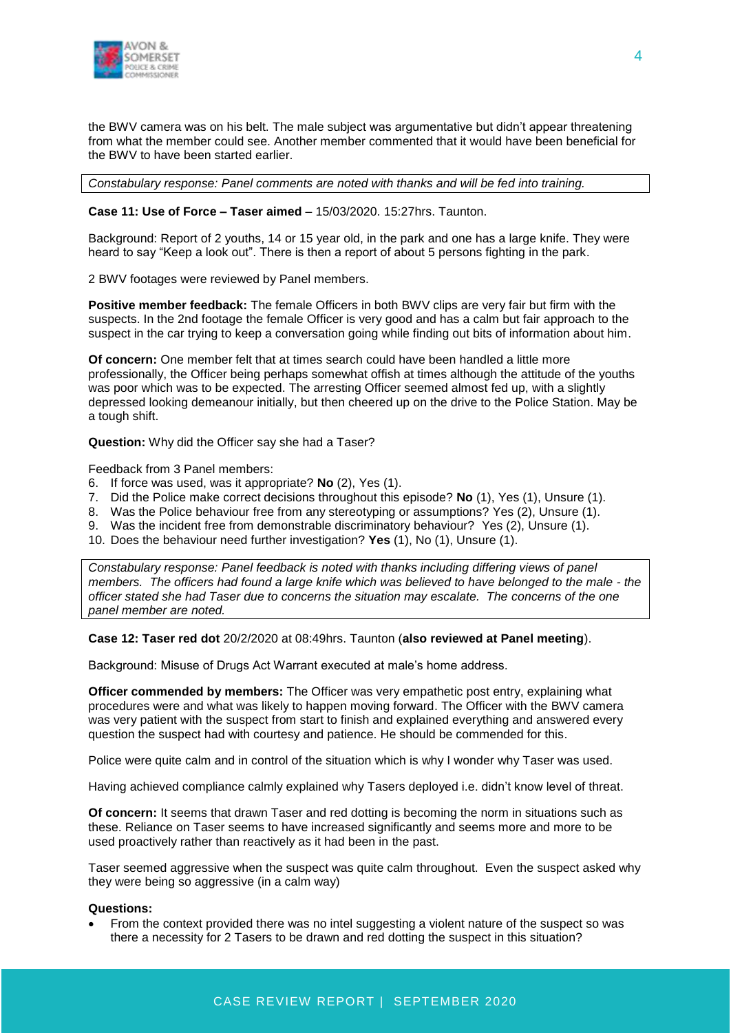the BWV camera was on his belt. The male subject was argumentative but didn't appear threatening from what the member could see. Another member commented that it would have been beneficial for the BWV to have been started earlier.

*Constabulary response: Panel comments are noted with thanks and will be fed into training.*

**Case 11: Use of Force – Taser aimed** – 15/03/2020. 15:27hrs. Taunton.

Background: Report of 2 youths, 14 or 15 year old, in the park and one has a large knife. They were heard to say "Keep a look out". There is then a report of about 5 persons fighting in the park.

2 BWV footages were reviewed by Panel members.

**Positive member feedback:** The female Officers in both BWV clips are very fair but firm with the suspects. In the 2nd footage the female Officer is very good and has a calm but fair approach to the suspect in the car trying to keep a conversation going while finding out bits of information about him.

**Of concern:** One member felt that at times search could have been handled a little more professionally, the Officer being perhaps somewhat offish at times although the attitude of the youths was poor which was to be expected. The arresting Officer seemed almost fed up, with a slightly depressed looking demeanour initially, but then cheered up on the drive to the Police Station. May be a tough shift.

**Question:** Why did the Officer say she had a Taser?

Feedback from 3 Panel members:

6. If force was used, was it appropriate? **No** (2), Yes (1).
7. Did the Police make correct decisions throughout this episode? **No** (1), Yes (1), Unsure (1).
8. Was the Police behaviour free from any stereotyping or assumptions? Yes (2), Unsure (1).
9. Was the incident free from demonstrable discriminatory behaviour? Yes (2), Unsure (1).
10. Does the behaviour need further investigation? **Yes** (1), No (1), Unsure (1).

*Constabulary response: Panel feedback is noted with thanks including differing views of panel members. The officers had found a large knife which was believed to have belonged to the male - the officer stated she had Taser due to concerns the situation may escalate. The concerns of the one panel member are noted.*

**Case 12: Taser red dot** 20/2/2020 at 08:49hrs. Taunton (**also reviewed at Panel meeting**).

Background: Misuse of Drugs Act Warrant executed at male's home address.

**Officer commended by members:** The Officer was very empathetic post entry, explaining what procedures were and what was likely to happen moving forward. The Officer with the BWV camera was very patient with the suspect from start to finish and explained everything and answered every question the suspect had with courtesy and patience. He should be commended for this.

Police were quite calm and in control of the situation which is why I wonder why Taser was used.

Having achieved compliance calmly explained why Tasers deployed i.e. didn't know level of threat.

**Of concern:** It seems that drawn Taser and red dotting is becoming the norm in situations such as these. Reliance on Taser seems to have increased significantly and seems more and more to be used proactively rather than reactively as it had been in the past.

Taser seemed aggressive when the suspect was quite calm throughout. Even the suspect asked why they were being so aggressive (in a calm way)

**Questions:**

- From the context provided there was no intel suggesting a violent nature of the suspect so was there a necessity for 2 Tasers to be drawn and red dotting the suspect in this situation?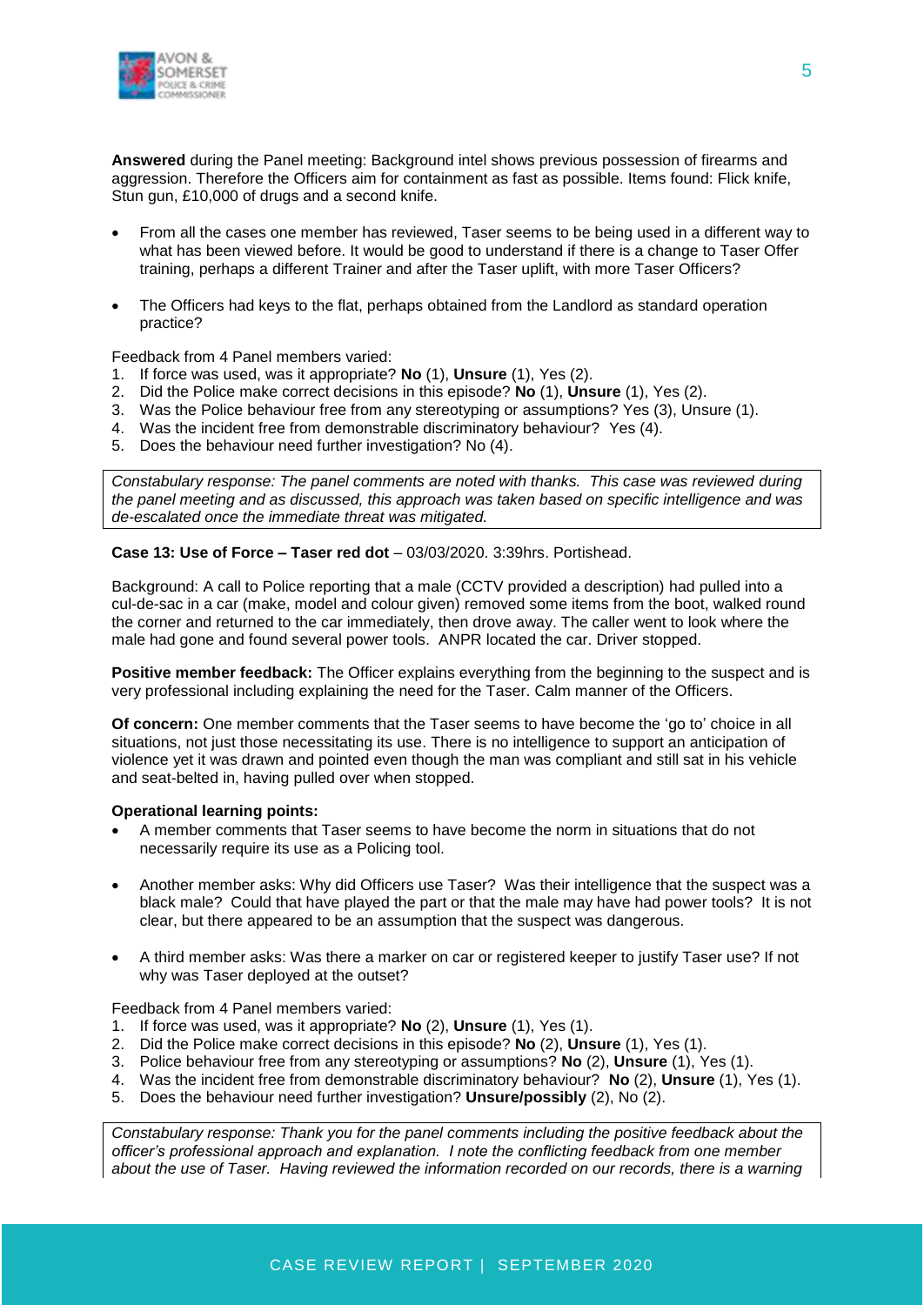**Answered** during the Panel meeting: Background intel shows previous possession of firearms and aggression. Therefore the Officers aim for containment as fast as possible. Items found: Flick knife, Stun gun, £10,000 of drugs and a second knife.

- From all the cases one member has reviewed, Taser seems to be being used in a different way to what has been viewed before. It would be good to understand if there is a change to Taser Offer training, perhaps a different Trainer and after the Taser uplift, with more Taser Officers?
- The Officers had keys to the flat, perhaps obtained from the Landlord as standard operation practice?

Feedback from 4 Panel members varied:

1. If force was used, was it appropriate? **No** (1), **Unsure** (1), Yes (2).
2. Did the Police make correct decisions in this episode? **No** (1), **Unsure** (1), Yes (2).
3. Was the Police behaviour free from any stereotyping or assumptions? Yes (3), Unsure (1).
4. Was the incident free from demonstrable discriminatory behaviour? Yes (4).
5. Does the behaviour need further investigation? No (4).

*Constabulary response: The panel comments are noted with thanks. This case was reviewed during the panel meeting and as discussed, this approach was taken based on specific intelligence and was de-escalated once the immediate threat was mitigated.*

**Case 13: Use of Force – Taser red dot** – 03/03/2020. 3:39hrs. Portishead.

Background: A call to Police reporting that a male (CCTV provided a description) had pulled into a cul-de-sac in a car (make, model and colour given) removed some items from the boot, walked round the corner and returned to the car immediately, then drove away. The caller went to look where the male had gone and found several power tools. ANPR located the car. Driver stopped.

**Positive member feedback:** The Officer explains everything from the beginning to the suspect and is very professional including explaining the need for the Taser. Calm manner of the Officers.

**Of concern:** One member comments that the Taser seems to have become the 'go to' choice in all situations, not just those necessitating its use. There is no intelligence to support an anticipation of violence yet it was drawn and pointed even though the man was compliant and still sat in his vehicle and seat-belted in, having pulled over when stopped.

**Operational learning points:**

- A member comments that Taser seems to have become the norm in situations that do not necessarily require its use as a Policing tool.
- Another member asks: Why did Officers use Taser? Was their intelligence that the suspect was a black male? Could that have played the part or that the male may have had power tools? It is not clear, but there appeared to be an assumption that the suspect was dangerous.
- A third member asks: Was there a marker on car or registered keeper to justify Taser use? If not why was Taser deployed at the outset?

Feedback from 4 Panel members varied:

1. If force was used, was it appropriate? **No** (2), **Unsure** (1), Yes (1).
2. Did the Police make correct decisions in this episode? **No** (2), **Unsure** (1), Yes (1).
3. Police behaviour free from any stereotyping or assumptions? **No** (2), **Unsure** (1), Yes (1).
4. Was the incident free from demonstrable discriminatory behaviour? **No** (2), **Unsure** (1), Yes (1).
5. Does the behaviour need further investigation? **Unsure/possibly** (2), No (2).

*Constabulary response: Thank you for the panel comments including the positive feedback about the officer's professional approach and explanation. I note the conflicting feedback from one member about the use of Taser. Having reviewed the information recorded on our records, there is a warning*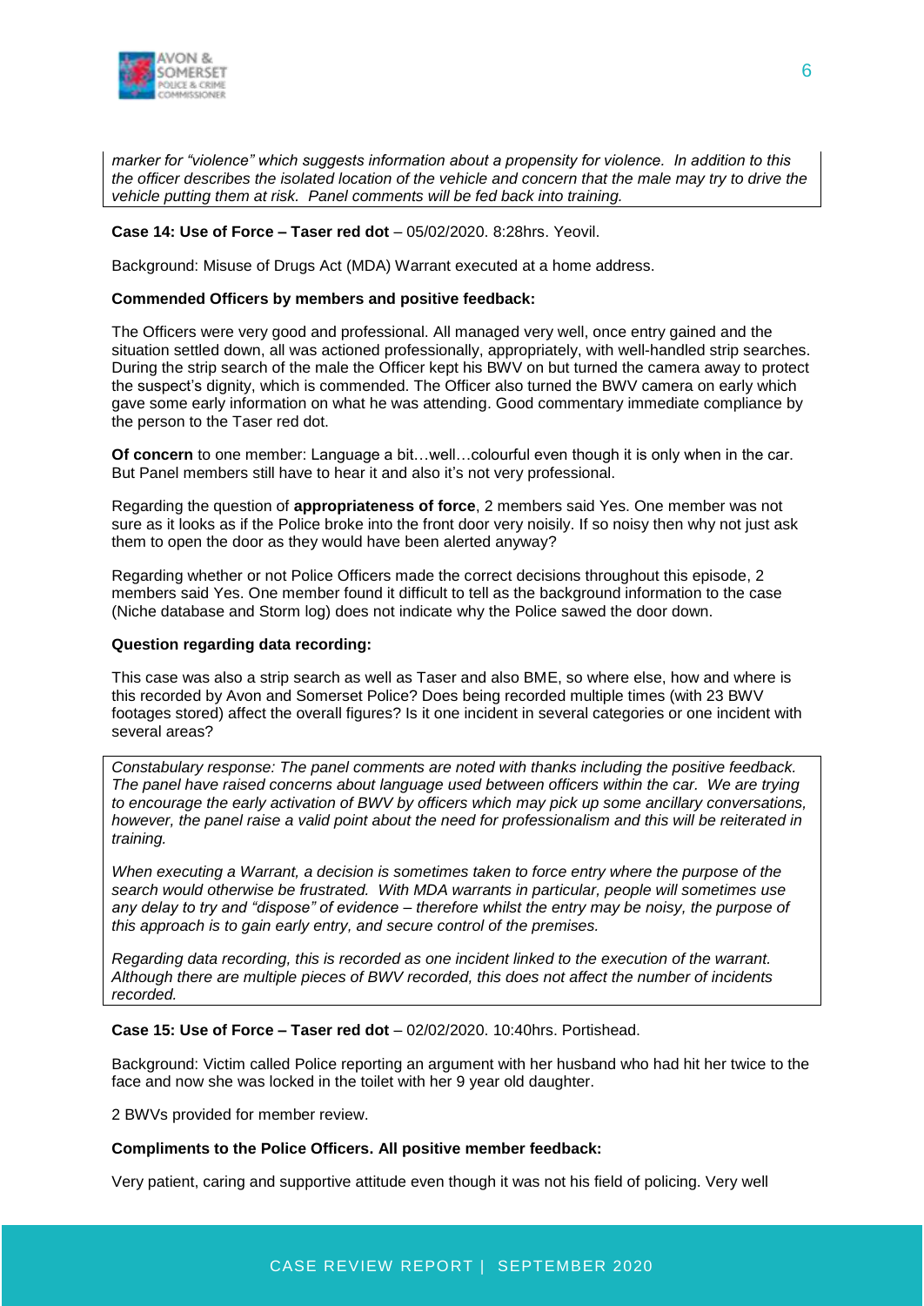*marker for "violence" which suggests information about a propensity for violence. In addition to this the officer describes the isolated location of the vehicle and concern that the male may try to drive the vehicle putting them at risk. Panel comments will be fed back into training.*

**Case 14: Use of Force – Taser red dot** – 05/02/2020. 8:28hrs. Yeovil.

Background: Misuse of Drugs Act (MDA) Warrant executed at a home address.

**Commended Officers by members and positive feedback:**

The Officers were very good and professional. All managed very well, once entry gained and the situation settled down, all was actioned professionally, appropriately, with well-handled strip searches. During the strip search of the male the Officer kept his BWV on but turned the camera away to protect the suspect's dignity, which is commended. The Officer also turned the BWV camera on early which gave some early information on what he was attending. Good commentary immediate compliance by the person to the Taser red dot.

**Of concern** to one member: Language a bit…well…colourful even though it is only when in the car. But Panel members still have to hear it and also it's not very professional.

Regarding the question of **appropriateness of force**, 2 members said Yes. One member was not sure as it looks as if the Police broke into the front door very noisily. If so noisy then why not just ask them to open the door as they would have been alerted anyway?

Regarding whether or not Police Officers made the correct decisions throughout this episode, 2 members said Yes. One member found it difficult to tell as the background information to the case (Niche database and Storm log) does not indicate why the Police sawed the door down.

**Question regarding data recording:**

This case was also a strip search as well as Taser and also BME, so where else, how and where is this recorded by Avon and Somerset Police? Does being recorded multiple times (with 23 BWV footages stored) affect the overall figures? Is it one incident in several categories or one incident with several areas?

*Constabulary response: The panel comments are noted with thanks including the positive feedback. The panel have raised concerns about language used between officers within the car. We are trying to encourage the early activation of BWV by officers which may pick up some ancillary conversations, however, the panel raise a valid point about the need for professionalism and this will be reiterated in training.*

*When executing a Warrant, a decision is sometimes taken to force entry where the purpose of the search would otherwise be frustrated. With MDA warrants in particular, people will sometimes use any delay to try and "dispose" of evidence – therefore whilst the entry may be noisy, the purpose of this approach is to gain early entry, and secure control of the premises.*

*Regarding data recording, this is recorded as one incident linked to the execution of the warrant. Although there are multiple pieces of BWV recorded, this does not affect the number of incidents recorded.*

**Case 15: Use of Force – Taser red dot** – 02/02/2020. 10:40hrs. Portishead.

Background: Victim called Police reporting an argument with her husband who had hit her twice to the face and now she was locked in the toilet with her 9 year old daughter.

2 BWVs provided for member review.

**Compliments to the Police Officers. All positive member feedback:**

Very patient, caring and supportive attitude even though it was not his field of policing. Very well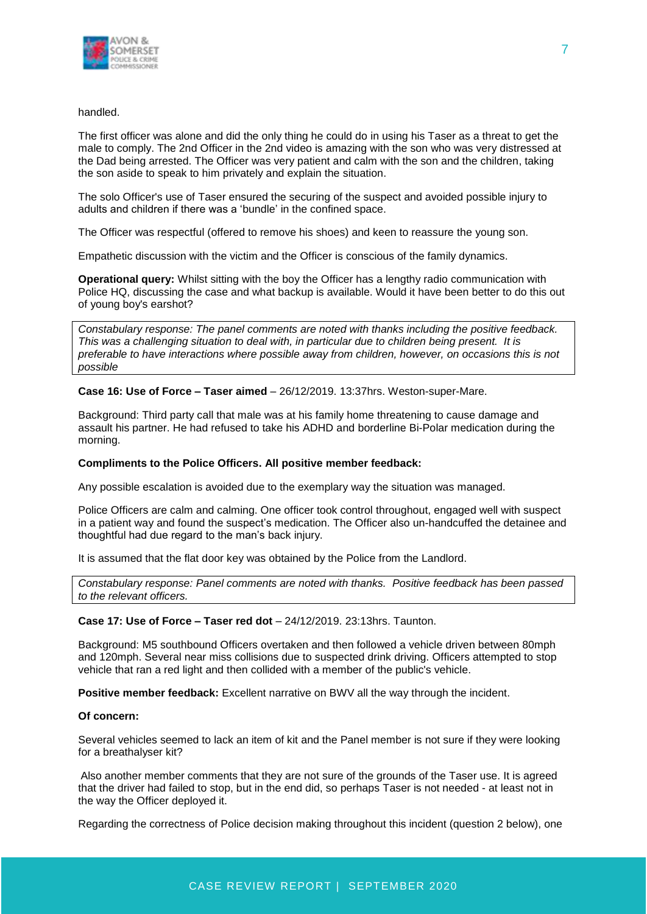handled.

The first officer was alone and did the only thing he could do in using his Taser as a threat to get the male to comply. The 2nd Officer in the 2nd video is amazing with the son who was very distressed at the Dad being arrested. The Officer was very patient and calm with the son and the children, taking the son aside to speak to him privately and explain the situation.

The solo Officer's use of Taser ensured the securing of the suspect and avoided possible injury to adults and children if there was a 'bundle' in the confined space.

The Officer was respectful (offered to remove his shoes) and keen to reassure the young son.

Empathetic discussion with the victim and the Officer is conscious of the family dynamics.

**Operational query:** Whilst sitting with the boy the Officer has a lengthy radio communication with Police HQ, discussing the case and what backup is available. Would it have been better to do this out of young boy's earshot?

> *Constabulary response: The panel comments are noted with thanks including the positive feedback. This was a challenging situation to deal with, in particular due to children being present. It is preferable to have interactions where possible away from children, however, on occasions this is not possible*

**Case 16: Use of Force – Taser aimed** – 26/12/2019. 13:37hrs. Weston-super-Mare.

Background: Third party call that male was at his family home threatening to cause damage and assault his partner. He had refused to take his ADHD and borderline Bi-Polar medication during the morning.

**Compliments to the Police Officers. All positive member feedback:**

Any possible escalation is avoided due to the exemplary way the situation was managed.

Police Officers are calm and calming. One officer took control throughout, engaged well with suspect in a patient way and found the suspect's medication. The Officer also un-handcuffed the detainee and thoughtful had due regard to the man's back injury.

It is assumed that the flat door key was obtained by the Police from the Landlord.

> *Constabulary response: Panel comments are noted with thanks. Positive feedback has been passed to the relevant officers.*

**Case 17: Use of Force – Taser red dot** – 24/12/2019. 23:13hrs. Taunton.

Background: M5 southbound Officers overtaken and then followed a vehicle driven between 80mph and 120mph. Several near miss collisions due to suspected drink driving. Officers attempted to stop vehicle that ran a red light and then collided with a member of the public's vehicle.

**Positive member feedback:** Excellent narrative on BWV all the way through the incident.

**Of concern:**

Several vehicles seemed to lack an item of kit and the Panel member is not sure if they were looking for a breathalyser kit?

Also another member comments that they are not sure of the grounds of the Taser use. It is agreed that the driver had failed to stop, but in the end did, so perhaps Taser is not needed - at least not in the way the Officer deployed it.

Regarding the correctness of Police decision making throughout this incident (question 2 below), one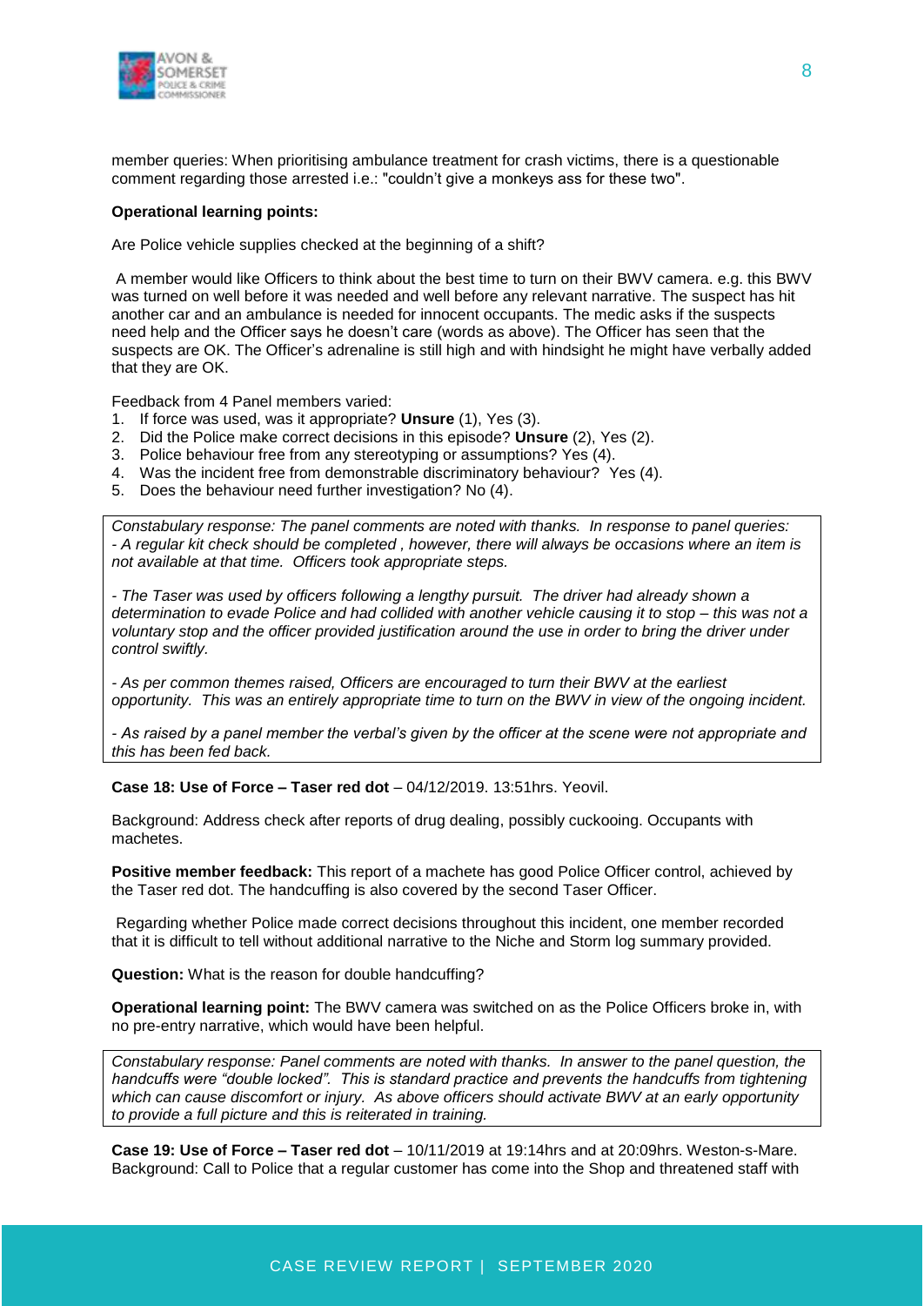member queries: When prioritising ambulance treatment for crash victims, there is a questionable comment regarding those arrested i.e.: "couldn't give a monkeys ass for these two".

**Operational learning points:**

Are Police vehicle supplies checked at the beginning of a shift?

A member would like Officers to think about the best time to turn on their BWV camera. e.g. this BWV was turned on well before it was needed and well before any relevant narrative. The suspect has hit another car and an ambulance is needed for innocent occupants. The medic asks if the suspects need help and the Officer says he doesn't care (words as above). The Officer has seen that the suspects are OK. The Officer's adrenaline is still high and with hindsight he might have verbally added that they are OK.

Feedback from 4 Panel members varied:

1. If force was used, was it appropriate? **Unsure** (1), Yes (3).
2. Did the Police make correct decisions in this episode? **Unsure** (2), Yes (2).
3. Police behaviour free from any stereotyping or assumptions? Yes (4).
4. Was the incident free from demonstrable discriminatory behaviour? Yes (4).
5. Does the behaviour need further investigation? No (4).

*Constabulary response: The panel comments are noted with thanks. In response to panel queries:*
*- A regular kit check should be completed , however, there will always be occasions where an item is not available at that time. Officers took appropriate steps.*

*- The Taser was used by officers following a lengthy pursuit. The driver had already shown a determination to evade Police and had collided with another vehicle causing it to stop – this was not a voluntary stop and the officer provided justification around the use in order to bring the driver under control swiftly.*

*- As per common themes raised, Officers are encouraged to turn their BWV at the earliest opportunity. This was an entirely appropriate time to turn on the BWV in view of the ongoing incident.*

*- As raised by a panel member the verbal's given by the officer at the scene were not appropriate and this has been fed back.*

**Case 18: Use of Force – Taser red dot** – 04/12/2019. 13:51hrs. Yeovil.

Background: Address check after reports of drug dealing, possibly cuckooing. Occupants with machetes.

**Positive member feedback:** This report of a machete has good Police Officer control, achieved by the Taser red dot. The handcuffing is also covered by the second Taser Officer.

Regarding whether Police made correct decisions throughout this incident, one member recorded that it is difficult to tell without additional narrative to the Niche and Storm log summary provided.

**Question:** What is the reason for double handcuffing?

**Operational learning point:** The BWV camera was switched on as the Police Officers broke in, with no pre-entry narrative, which would have been helpful.

*Constabulary response: Panel comments are noted with thanks. In answer to the panel question, the handcuffs were "double locked". This is standard practice and prevents the handcuffs from tightening which can cause discomfort or injury. As above officers should activate BWV at an early opportunity to provide a full picture and this is reiterated in training.*

**Case 19: Use of Force – Taser red dot** – 10/11/2019 at 19:14hrs and at 20:09hrs. Weston-s-Mare.
Background: Call to Police that a regular customer has come into the Shop and threatened staff with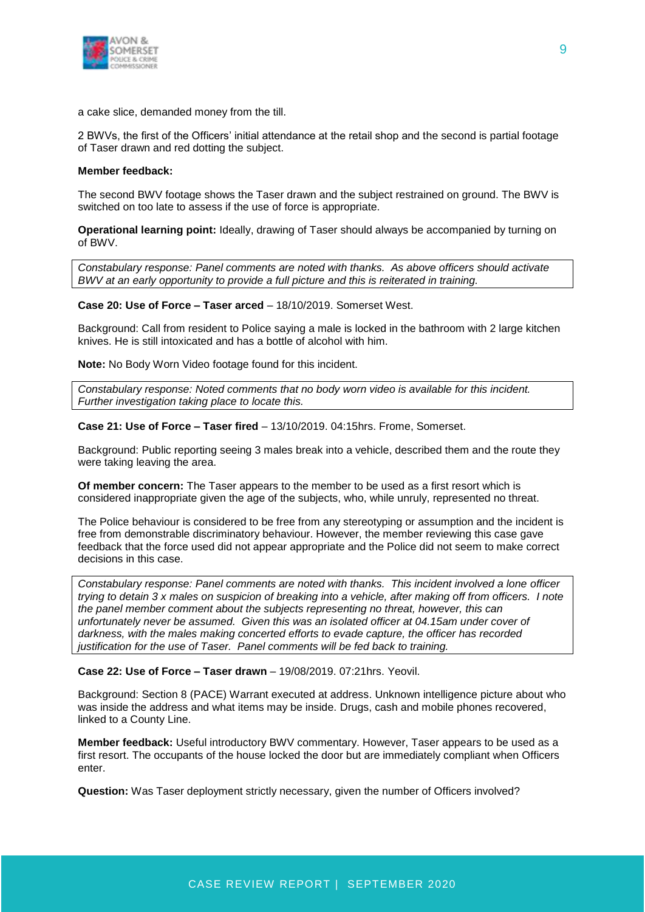a cake slice, demanded money from the till.

2 BWVs, the first of the Officers' initial attendance at the retail shop and the second is partial footage of Taser drawn and red dotting the subject.

**Member feedback:**

The second BWV footage shows the Taser drawn and the subject restrained on ground. The BWV is switched on too late to assess if the use of force is appropriate.

**Operational learning point:** Ideally, drawing of Taser should always be accompanied by turning on of BWV.

*Constabulary response: Panel comments are noted with thanks. As above officers should activate BWV at an early opportunity to provide a full picture and this is reiterated in training.*

**Case 20: Use of Force – Taser arced** – 18/10/2019. Somerset West.

Background: Call from resident to Police saying a male is locked in the bathroom with 2 large kitchen knives. He is still intoxicated and has a bottle of alcohol with him.

**Note:** No Body Worn Video footage found for this incident.

*Constabulary response: Noted comments that no body worn video is available for this incident. Further investigation taking place to locate this.*

**Case 21: Use of Force – Taser fired** – 13/10/2019. 04:15hrs. Frome, Somerset.

Background: Public reporting seeing 3 males break into a vehicle, described them and the route they were taking leaving the area.

**Of member concern:** The Taser appears to the member to be used as a first resort which is considered inappropriate given the age of the subjects, who, while unruly, represented no threat.

The Police behaviour is considered to be free from any stereotyping or assumption and the incident is free from demonstrable discriminatory behaviour. However, the member reviewing this case gave feedback that the force used did not appear appropriate and the Police did not seem to make correct decisions in this case.

*Constabulary response: Panel comments are noted with thanks. This incident involved a lone officer trying to detain 3 x males on suspicion of breaking into a vehicle, after making off from officers. I note the panel member comment about the subjects representing no threat, however, this can unfortunately never be assumed. Given this was an isolated officer at 04.15am under cover of darkness, with the males making concerted efforts to evade capture, the officer has recorded justification for the use of Taser. Panel comments will be fed back to training.*

**Case 22: Use of Force – Taser drawn** – 19/08/2019. 07:21hrs. Yeovil.

Background: Section 8 (PACE) Warrant executed at address. Unknown intelligence picture about who was inside the address and what items may be inside. Drugs, cash and mobile phones recovered, linked to a County Line.

**Member feedback:** Useful introductory BWV commentary. However, Taser appears to be used as a first resort. The occupants of the house locked the door but are immediately compliant when Officers enter.

**Question:** Was Taser deployment strictly necessary, given the number of Officers involved?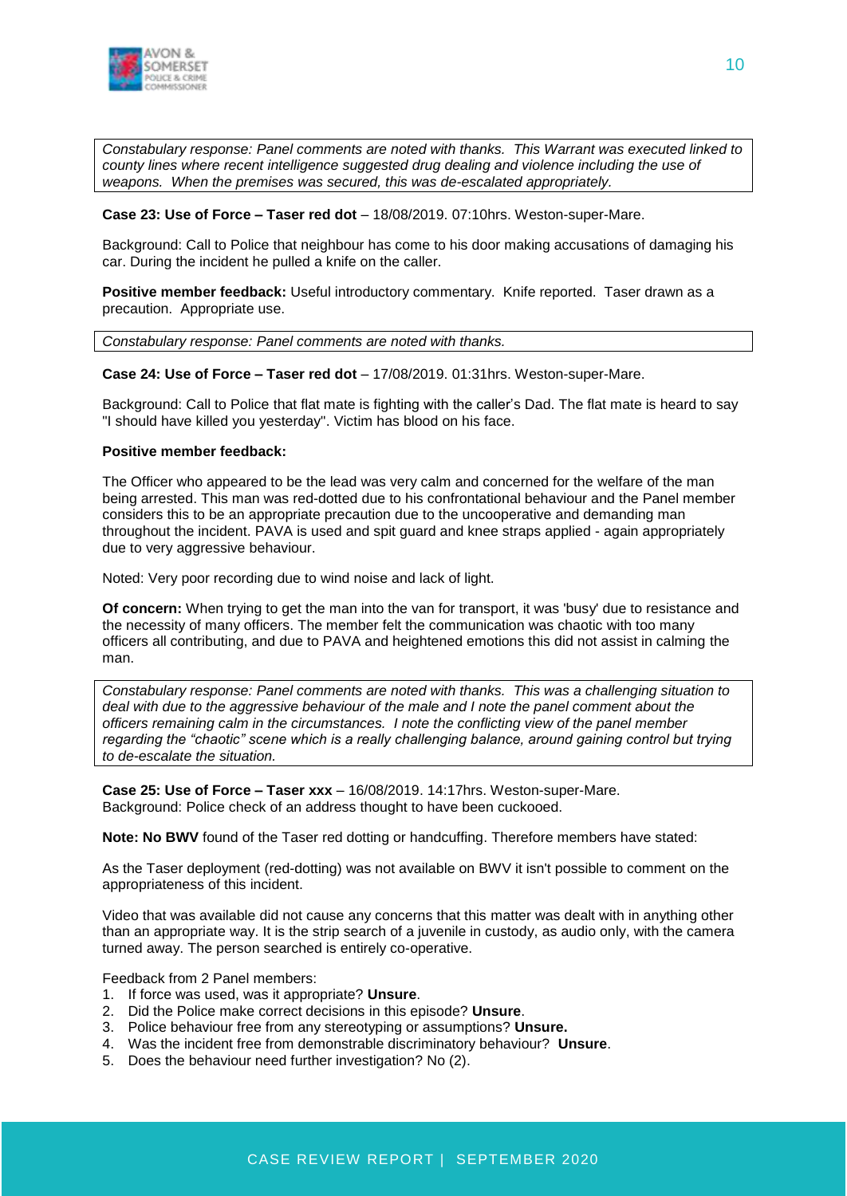*Constabulary response: Panel comments are noted with thanks. This Warrant was executed linked to county lines where recent intelligence suggested drug dealing and violence including the use of weapons. When the premises was secured, this was de-escalated appropriately.*

**Case 23: Use of Force – Taser red dot** – 18/08/2019. 07:10hrs. Weston-super-Mare.

Background: Call to Police that neighbour has come to his door making accusations of damaging his car. During the incident he pulled a knife on the caller.

**Positive member feedback:** Useful introductory commentary. Knife reported. Taser drawn as a precaution. Appropriate use.

*Constabulary response: Panel comments are noted with thanks.*

**Case 24: Use of Force – Taser red dot** – 17/08/2019. 01:31hrs. Weston-super-Mare.

Background: Call to Police that flat mate is fighting with the caller's Dad. The flat mate is heard to say "I should have killed you yesterday". Victim has blood on his face.

**Positive member feedback:**

The Officer who appeared to be the lead was very calm and concerned for the welfare of the man being arrested. This man was red-dotted due to his confrontational behaviour and the Panel member considers this to be an appropriate precaution due to the uncooperative and demanding man throughout the incident. PAVA is used and spit guard and knee straps applied - again appropriately due to very aggressive behaviour.

Noted: Very poor recording due to wind noise and lack of light.

**Of concern:** When trying to get the man into the van for transport, it was 'busy' due to resistance and the necessity of many officers. The member felt the communication was chaotic with too many officers all contributing, and due to PAVA and heightened emotions this did not assist in calming the man.

*Constabulary response: Panel comments are noted with thanks. This was a challenging situation to deal with due to the aggressive behaviour of the male and I note the panel comment about the officers remaining calm in the circumstances. I note the conflicting view of the panel member regarding the "chaotic" scene which is a really challenging balance, around gaining control but trying to de-escalate the situation.*

**Case 25: Use of Force – Taser xxx** – 16/08/2019. 14:17hrs. Weston-super-Mare.
Background: Police check of an address thought to have been cuckooed.

**Note: No BWV** found of the Taser red dotting or handcuffing. Therefore members have stated:

As the Taser deployment (red-dotting) was not available on BWV it isn't possible to comment on the appropriateness of this incident.

Video that was available did not cause any concerns that this matter was dealt with in anything other than an appropriate way. It is the strip search of a juvenile in custody, as audio only, with the camera turned away. The person searched is entirely co-operative.

Feedback from 2 Panel members:

1. If force was used, was it appropriate? **Unsure**.
2. Did the Police make correct decisions in this episode? **Unsure**.
3. Police behaviour free from any stereotyping or assumptions? **Unsure.**
4. Was the incident free from demonstrable discriminatory behaviour? **Unsure**.
5. Does the behaviour need further investigation? No (2).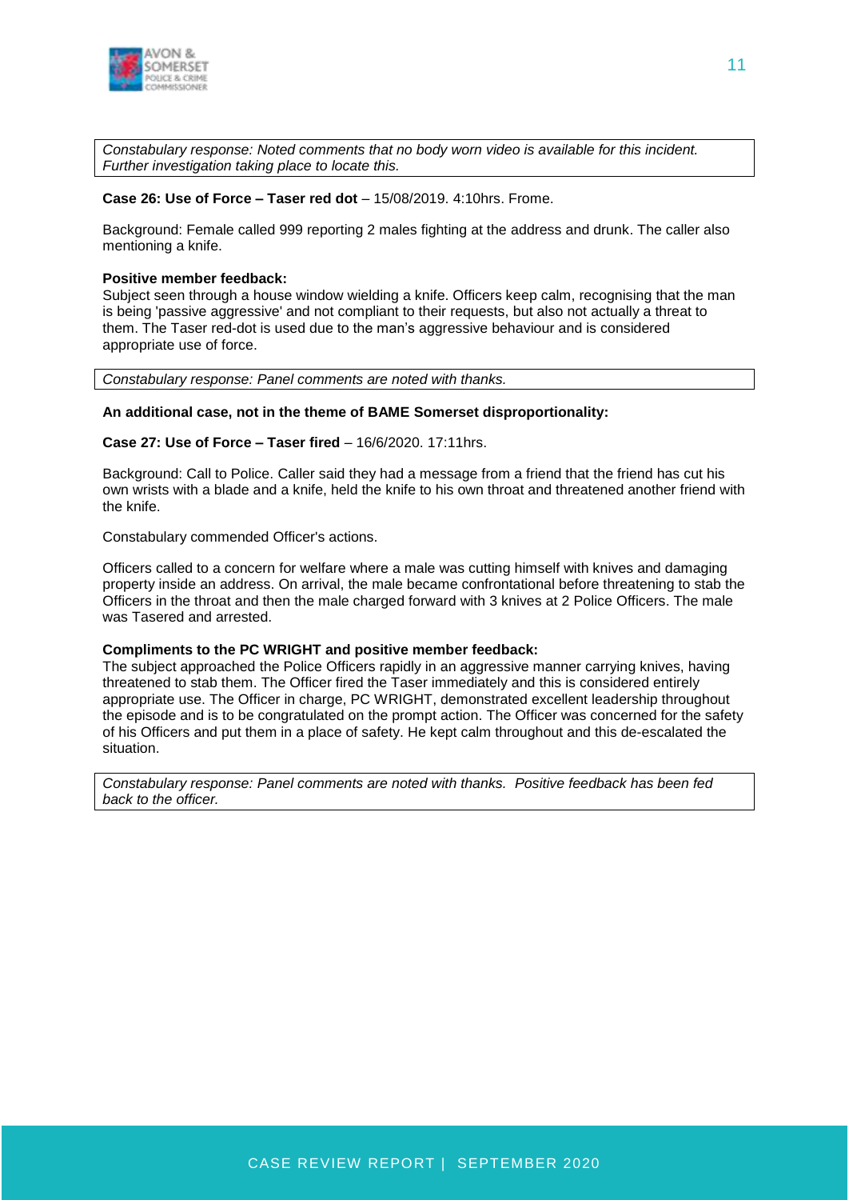*Constabulary response: Noted comments that no body worn video is available for this incident. Further investigation taking place to locate this.*

**Case 26: Use of Force – Taser red dot** – 15/08/2019. 4:10hrs. Frome.

Background: Female called 999 reporting 2 males fighting at the address and drunk. The caller also mentioning a knife.

**Positive member feedback:**
Subject seen through a house window wielding a knife. Officers keep calm, recognising that the man is being 'passive aggressive' and not compliant to their requests, but also not actually a threat to them. The Taser red-dot is used due to the man's aggressive behaviour and is considered appropriate use of force.

*Constabulary response: Panel comments are noted with thanks.*

**An additional case, not in the theme of BAME Somerset disproportionality:**

**Case 27: Use of Force – Taser fired** – 16/6/2020. 17:11hrs.

Background: Call to Police. Caller said they had a message from a friend that the friend has cut his own wrists with a blade and a knife, held the knife to his own throat and threatened another friend with the knife.

Constabulary commended Officer's actions.

Officers called to a concern for welfare where a male was cutting himself with knives and damaging property inside an address. On arrival, the male became confrontational before threatening to stab the Officers in the throat and then the male charged forward with 3 knives at 2 Police Officers. The male was Tasered and arrested.

**Compliments to the PC WRIGHT and positive member feedback:**
The subject approached the Police Officers rapidly in an aggressive manner carrying knives, having threatened to stab them. The Officer fired the Taser immediately and this is considered entirely appropriate use. The Officer in charge, PC WRIGHT, demonstrated excellent leadership throughout the episode and is to be congratulated on the prompt action. The Officer was concerned for the safety of his Officers and put them in a place of safety. He kept calm throughout and this de-escalated the situation.

*Constabulary response: Panel comments are noted with thanks. Positive feedback has been fed back to the officer.*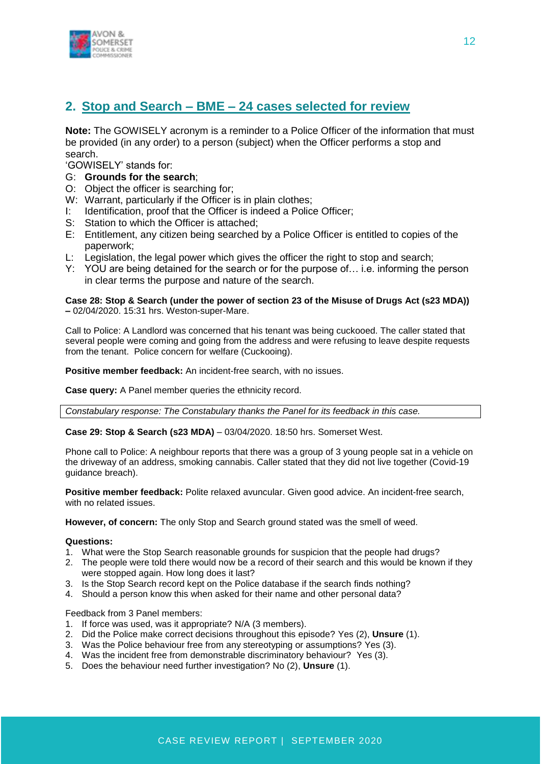## 2. Stop and Search – BME – 24 cases selected for review

**Note:** The GOWISELY acronym is a reminder to a Police Officer of the information that must be provided (in any order) to a person (subject) when the Officer performs a stop and search.

'GOWISELY' stands for:

- G: **Grounds for the search**;
- O: Object the officer is searching for;
- W: Warrant, particularly if the Officer is in plain clothes;
- I: Identification, proof that the Officer is indeed a Police Officer;
- S: Station to which the Officer is attached;
- E: Entitlement, any citizen being searched by a Police Officer is entitled to copies of the paperwork;
- L: Legislation, the legal power which gives the officer the right to stop and search;
- Y: YOU are being detained for the search or for the purpose of… i.e. informing the person in clear terms the purpose and nature of the search.

**Case 28: Stop & Search (under the power of section 23 of the Misuse of Drugs Act (s23 MDA)) –** 02/04/2020. 15:31 hrs. Weston-super-Mare.

Call to Police: A Landlord was concerned that his tenant was being cuckooed. The caller stated that several people were coming and going from the address and were refusing to leave despite requests from the tenant. Police concern for welfare (Cuckooing).

**Positive member feedback:** An incident-free search, with no issues.

**Case query:** A Panel member queries the ethnicity record.

*Constabulary response: The Constabulary thanks the Panel for its feedback in this case.*

**Case 29: Stop & Search (s23 MDA)** – 03/04/2020. 18:50 hrs. Somerset West.

Phone call to Police: A neighbour reports that there was a group of 3 young people sat in a vehicle on the driveway of an address, smoking cannabis. Caller stated that they did not live together (Covid-19 guidance breach).

**Positive member feedback:** Polite relaxed avuncular. Given good advice. An incident-free search, with no related issues.

**However, of concern:** The only Stop and Search ground stated was the smell of weed.

**Questions:**

1. What were the Stop Search reasonable grounds for suspicion that the people had drugs?
2. The people were told there would now be a record of their search and this would be known if they were stopped again. How long does it last?
3. Is the Stop Search record kept on the Police database if the search finds nothing?
4. Should a person know this when asked for their name and other personal data?

Feedback from 3 Panel members:

1. If force was used, was it appropriate? N/A (3 members).
2. Did the Police make correct decisions throughout this episode? Yes (2), **Unsure** (1).
3. Was the Police behaviour free from any stereotyping or assumptions? Yes (3).
4. Was the incident free from demonstrable discriminatory behaviour? Yes (3).
5. Does the behaviour need further investigation? No (2), **Unsure** (1).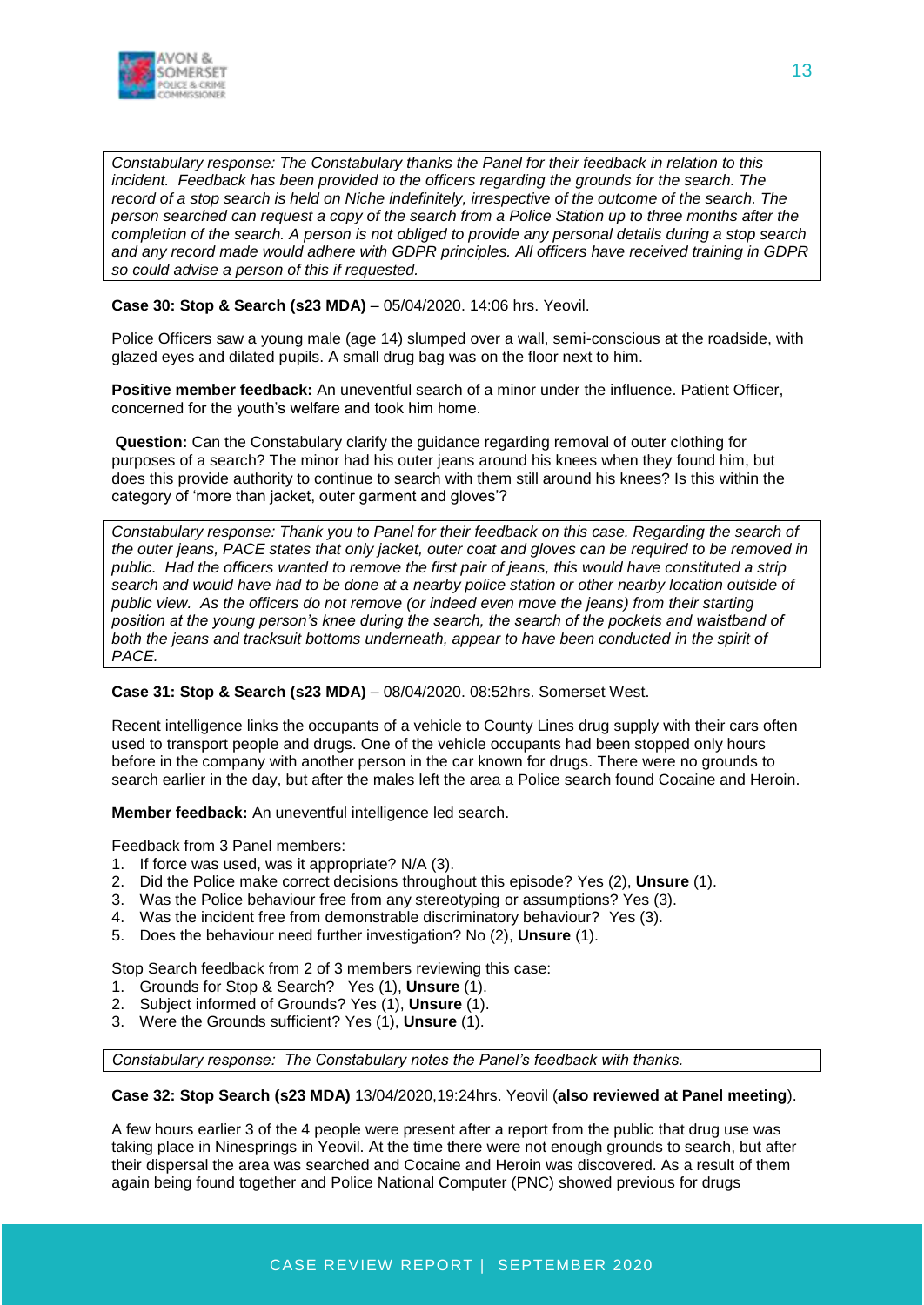*Constabulary response: The Constabulary thanks the Panel for their feedback in relation to this incident. Feedback has been provided to the officers regarding the grounds for the search. The record of a stop search is held on Niche indefinitely, irrespective of the outcome of the search. The person searched can request a copy of the search from a Police Station up to three months after the completion of the search. A person is not obliged to provide any personal details during a stop search and any record made would adhere with GDPR principles. All officers have received training in GDPR so could advise a person of this if requested.*

**Case 30: Stop & Search (s23 MDA)** – 05/04/2020. 14:06 hrs. Yeovil.

Police Officers saw a young male (age 14) slumped over a wall, semi-conscious at the roadside, with glazed eyes and dilated pupils. A small drug bag was on the floor next to him.

**Positive member feedback:** An uneventful search of a minor under the influence. Patient Officer, concerned for the youth's welfare and took him home.

**Question:** Can the Constabulary clarify the guidance regarding removal of outer clothing for purposes of a search? The minor had his outer jeans around his knees when they found him, but does this provide authority to continue to search with them still around his knees? Is this within the category of 'more than jacket, outer garment and gloves'?

*Constabulary response: Thank you to Panel for their feedback on this case. Regarding the search of the outer jeans, PACE states that only jacket, outer coat and gloves can be required to be removed in public. Had the officers wanted to remove the first pair of jeans, this would have constituted a strip search and would have had to be done at a nearby police station or other nearby location outside of public view. As the officers do not remove (or indeed even move the jeans) from their starting position at the young person's knee during the search, the search of the pockets and waistband of both the jeans and tracksuit bottoms underneath, appear to have been conducted in the spirit of PACE.*

**Case 31: Stop & Search (s23 MDA)** – 08/04/2020. 08:52hrs. Somerset West.

Recent intelligence links the occupants of a vehicle to County Lines drug supply with their cars often used to transport people and drugs. One of the vehicle occupants had been stopped only hours before in the company with another person in the car known for drugs. There were no grounds to search earlier in the day, but after the males left the area a Police search found Cocaine and Heroin.

**Member feedback:** An uneventful intelligence led search.

Feedback from 3 Panel members:

1. If force was used, was it appropriate? N/A (3).
2. Did the Police make correct decisions throughout this episode? Yes (2), **Unsure** (1).
3. Was the Police behaviour free from any stereotyping or assumptions? Yes (3).
4. Was the incident free from demonstrable discriminatory behaviour? Yes (3).
5. Does the behaviour need further investigation? No (2), **Unsure** (1).

Stop Search feedback from 2 of 3 members reviewing this case:

1. Grounds for Stop & Search? Yes (1), **Unsure** (1).
2. Subject informed of Grounds? Yes (1), **Unsure** (1).
3. Were the Grounds sufficient? Yes (1), **Unsure** (1).

*Constabulary response: The Constabulary notes the Panel's feedback with thanks.*

**Case 32: Stop Search (s23 MDA)** 13/04/2020,19:24hrs. Yeovil (**also reviewed at Panel meeting**).

A few hours earlier 3 of the 4 people were present after a report from the public that drug use was taking place in Ninesprings in Yeovil. At the time there were not enough grounds to search, but after their dispersal the area was searched and Cocaine and Heroin was discovered. As a result of them again being found together and Police National Computer (PNC) showed previous for drugs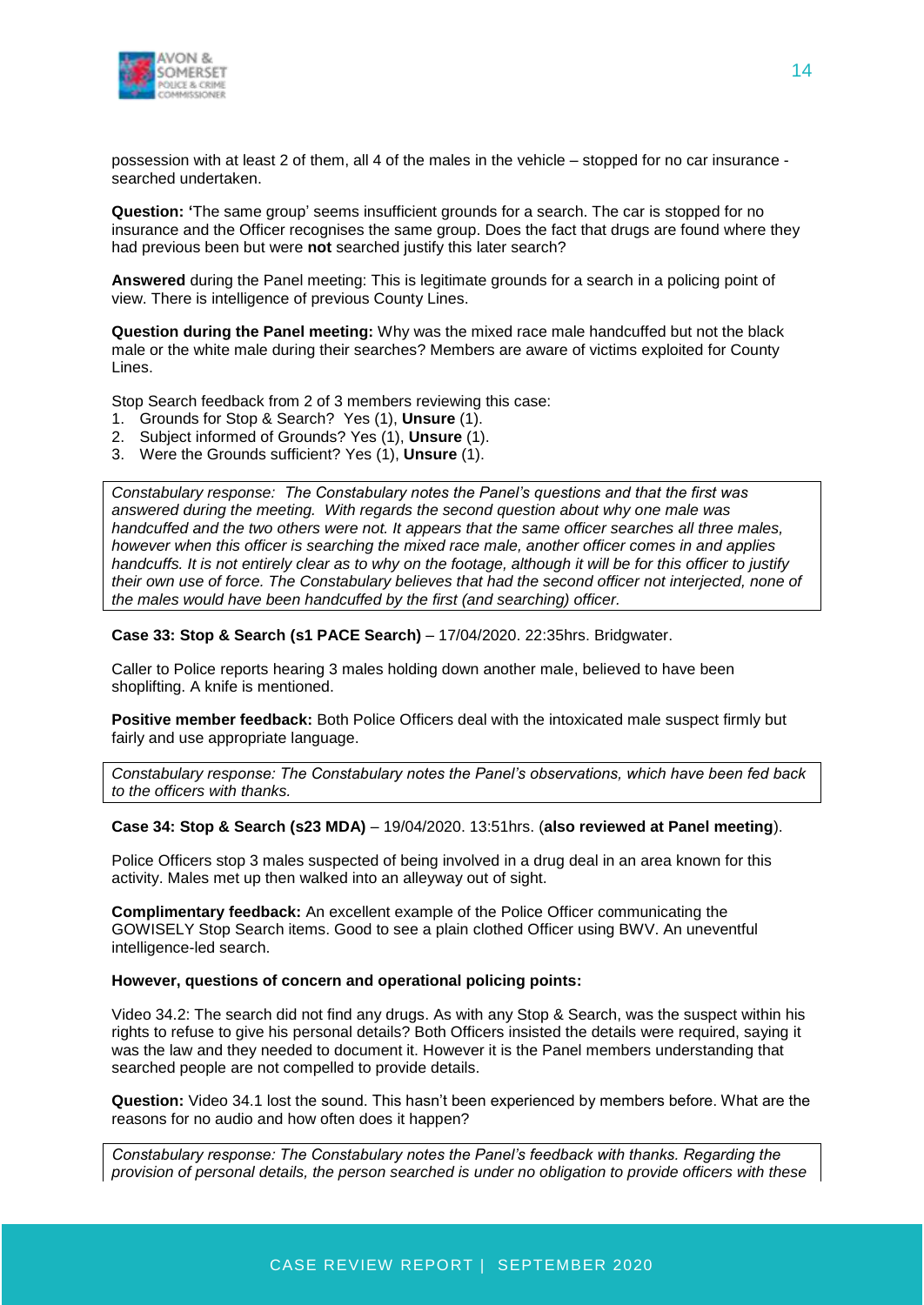possession with at least 2 of them, all 4 of the males in the vehicle – stopped for no car insurance - searched undertaken.

**Question: '**The same group' seems insufficient grounds for a search. The car is stopped for no insurance and the Officer recognises the same group. Does the fact that drugs are found where they had previous been but were **not** searched justify this later search?

**Answered** during the Panel meeting: This is legitimate grounds for a search in a policing point of view. There is intelligence of previous County Lines.

**Question during the Panel meeting:** Why was the mixed race male handcuffed but not the black male or the white male during their searches? Members are aware of victims exploited for County Lines.

Stop Search feedback from 2 of 3 members reviewing this case:

1. Grounds for Stop & Search? Yes (1), **Unsure** (1).
2. Subject informed of Grounds? Yes (1), **Unsure** (1).
3. Were the Grounds sufficient? Yes (1), **Unsure** (1).

*Constabulary response: The Constabulary notes the Panel's questions and that the first was answered during the meeting. With regards the second question about why one male was handcuffed and the two others were not. It appears that the same officer searches all three males, however when this officer is searching the mixed race male, another officer comes in and applies handcuffs. It is not entirely clear as to why on the footage, although it will be for this officer to justify their own use of force. The Constabulary believes that had the second officer not interjected, none of the males would have been handcuffed by the first (and searching) officer.*

**Case 33: Stop & Search (s1 PACE Search)** – 17/04/2020. 22:35hrs. Bridgwater.

Caller to Police reports hearing 3 males holding down another male, believed to have been shoplifting. A knife is mentioned.

**Positive member feedback:** Both Police Officers deal with the intoxicated male suspect firmly but fairly and use appropriate language.

*Constabulary response: The Constabulary notes the Panel's observations, which have been fed back to the officers with thanks.*

**Case 34: Stop & Search (s23 MDA)** – 19/04/2020. 13:51hrs. (**also reviewed at Panel meeting**).

Police Officers stop 3 males suspected of being involved in a drug deal in an area known for this activity. Males met up then walked into an alleyway out of sight.

**Complimentary feedback:** An excellent example of the Police Officer communicating the GOWISELY Stop Search items. Good to see a plain clothed Officer using BWV. An uneventful intelligence-led search.

**However, questions of concern and operational policing points:**

Video 34.2: The search did not find any drugs. As with any Stop & Search, was the suspect within his rights to refuse to give his personal details? Both Officers insisted the details were required, saying it was the law and they needed to document it. However it is the Panel members understanding that searched people are not compelled to provide details.

**Question:** Video 34.1 lost the sound. This hasn't been experienced by members before. What are the reasons for no audio and how often does it happen?

*Constabulary response: The Constabulary notes the Panel's feedback with thanks. Regarding the provision of personal details, the person searched is under no obligation to provide officers with these*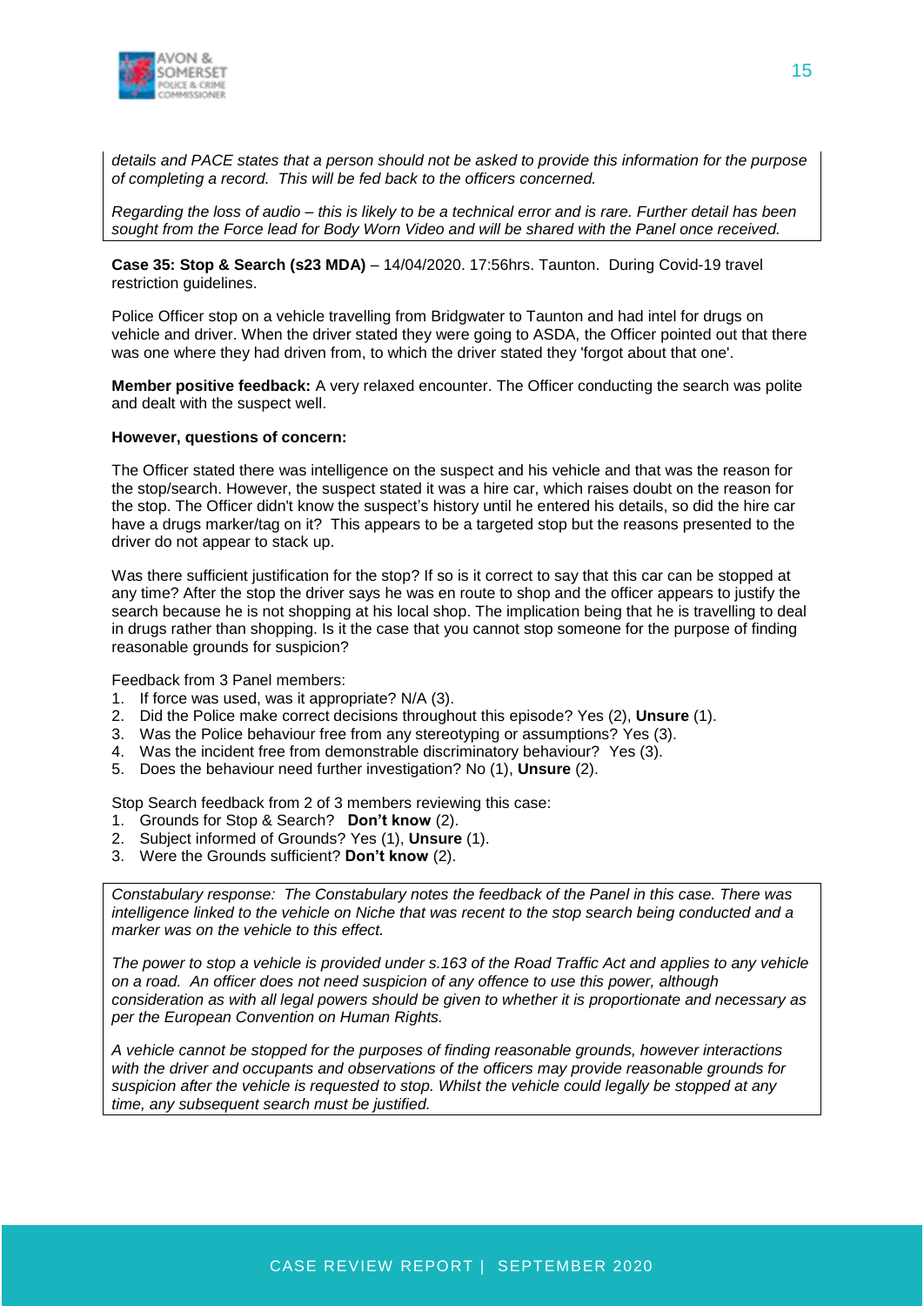*details and PACE states that a person should not be asked to provide this information for the purpose of completing a record. This will be fed back to the officers concerned.*

*Regarding the loss of audio – this is likely to be a technical error and is rare. Further detail has been sought from the Force lead for Body Worn Video and will be shared with the Panel once received.*

**Case 35: Stop & Search (s23 MDA)** – 14/04/2020. 17:56hrs. Taunton. During Covid-19 travel restriction guidelines.

Police Officer stop on a vehicle travelling from Bridgwater to Taunton and had intel for drugs on vehicle and driver. When the driver stated they were going to ASDA, the Officer pointed out that there was one where they had driven from, to which the driver stated they 'forgot about that one'.

**Member positive feedback:** A very relaxed encounter. The Officer conducting the search was polite and dealt with the suspect well.

**However, questions of concern:**

The Officer stated there was intelligence on the suspect and his vehicle and that was the reason for the stop/search. However, the suspect stated it was a hire car, which raises doubt on the reason for the stop. The Officer didn't know the suspect's history until he entered his details, so did the hire car have a drugs marker/tag on it? This appears to be a targeted stop but the reasons presented to the driver do not appear to stack up.

Was there sufficient justification for the stop? If so is it correct to say that this car can be stopped at any time? After the stop the driver says he was en route to shop and the officer appears to justify the search because he is not shopping at his local shop. The implication being that he is travelling to deal in drugs rather than shopping. Is it the case that you cannot stop someone for the purpose of finding reasonable grounds for suspicion?

Feedback from 3 Panel members:

1. If force was used, was it appropriate? N/A (3).
2. Did the Police make correct decisions throughout this episode? Yes (2), **Unsure** (1).
3. Was the Police behaviour free from any stereotyping or assumptions? Yes (3).
4. Was the incident free from demonstrable discriminatory behaviour? Yes (3).
5. Does the behaviour need further investigation? No (1), **Unsure** (2).

Stop Search feedback from 2 of 3 members reviewing this case:

1. Grounds for Stop & Search? **Don't know** (2).
2. Subject informed of Grounds? Yes (1), **Unsure** (1).
3. Were the Grounds sufficient? **Don't know** (2).

*Constabulary response: The Constabulary notes the feedback of the Panel in this case. There was intelligence linked to the vehicle on Niche that was recent to the stop search being conducted and a marker was on the vehicle to this effect.*

*The power to stop a vehicle is provided under s.163 of the Road Traffic Act and applies to any vehicle on a road. An officer does not need suspicion of any offence to use this power, although consideration as with all legal powers should be given to whether it is proportionate and necessary as per the European Convention on Human Rights.*

*A vehicle cannot be stopped for the purposes of finding reasonable grounds, however interactions with the driver and occupants and observations of the officers may provide reasonable grounds for suspicion after the vehicle is requested to stop. Whilst the vehicle could legally be stopped at any time, any subsequent search must be justified.*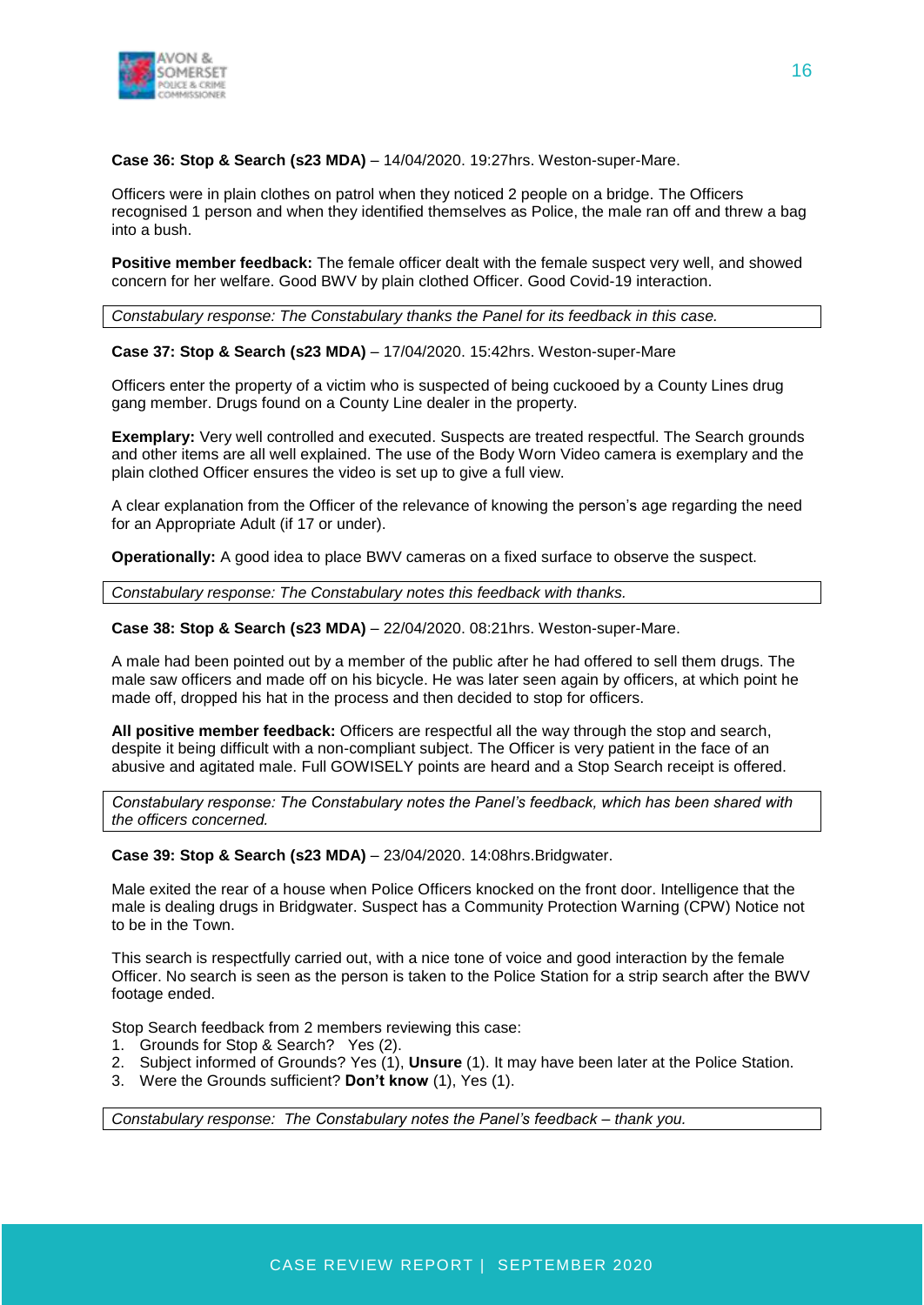**Case 36: Stop & Search (s23 MDA)** – 14/04/2020. 19:27hrs. Weston-super-Mare.

Officers were in plain clothes on patrol when they noticed 2 people on a bridge. The Officers recognised 1 person and when they identified themselves as Police, the male ran off and threw a bag into a bush.

**Positive member feedback:** The female officer dealt with the female suspect very well, and showed concern for her welfare. Good BWV by plain clothed Officer. Good Covid-19 interaction.

*Constabulary response: The Constabulary thanks the Panel for its feedback in this case.*

**Case 37: Stop & Search (s23 MDA)** – 17/04/2020. 15:42hrs. Weston-super-Mare

Officers enter the property of a victim who is suspected of being cuckooed by a County Lines drug gang member. Drugs found on a County Line dealer in the property.

**Exemplary:** Very well controlled and executed. Suspects are treated respectful. The Search grounds and other items are all well explained. The use of the Body Worn Video camera is exemplary and the plain clothed Officer ensures the video is set up to give a full view.

A clear explanation from the Officer of the relevance of knowing the person's age regarding the need for an Appropriate Adult (if 17 or under).

**Operationally:** A good idea to place BWV cameras on a fixed surface to observe the suspect.

*Constabulary response: The Constabulary notes this feedback with thanks.*

**Case 38: Stop & Search (s23 MDA)** – 22/04/2020. 08:21hrs. Weston-super-Mare.

A male had been pointed out by a member of the public after he had offered to sell them drugs. The male saw officers and made off on his bicycle. He was later seen again by officers, at which point he made off, dropped his hat in the process and then decided to stop for officers.

**All positive member feedback:** Officers are respectful all the way through the stop and search, despite it being difficult with a non-compliant subject. The Officer is very patient in the face of an abusive and agitated male. Full GOWISELY points are heard and a Stop Search receipt is offered.

*Constabulary response: The Constabulary notes the Panel's feedback, which has been shared with the officers concerned.*

**Case 39: Stop & Search (s23 MDA)** – 23/04/2020. 14:08hrs.Bridgwater.

Male exited the rear of a house when Police Officers knocked on the front door. Intelligence that the male is dealing drugs in Bridgwater. Suspect has a Community Protection Warning (CPW) Notice not to be in the Town.

This search is respectfully carried out, with a nice tone of voice and good interaction by the female Officer. No search is seen as the person is taken to the Police Station for a strip search after the BWV footage ended.

Stop Search feedback from 2 members reviewing this case:

1. Grounds for Stop & Search? Yes (2).
2. Subject informed of Grounds? Yes (1), **Unsure** (1). It may have been later at the Police Station.
3. Were the Grounds sufficient? **Don't know** (1), Yes (1).

*Constabulary response: The Constabulary notes the Panel's feedback – thank you.*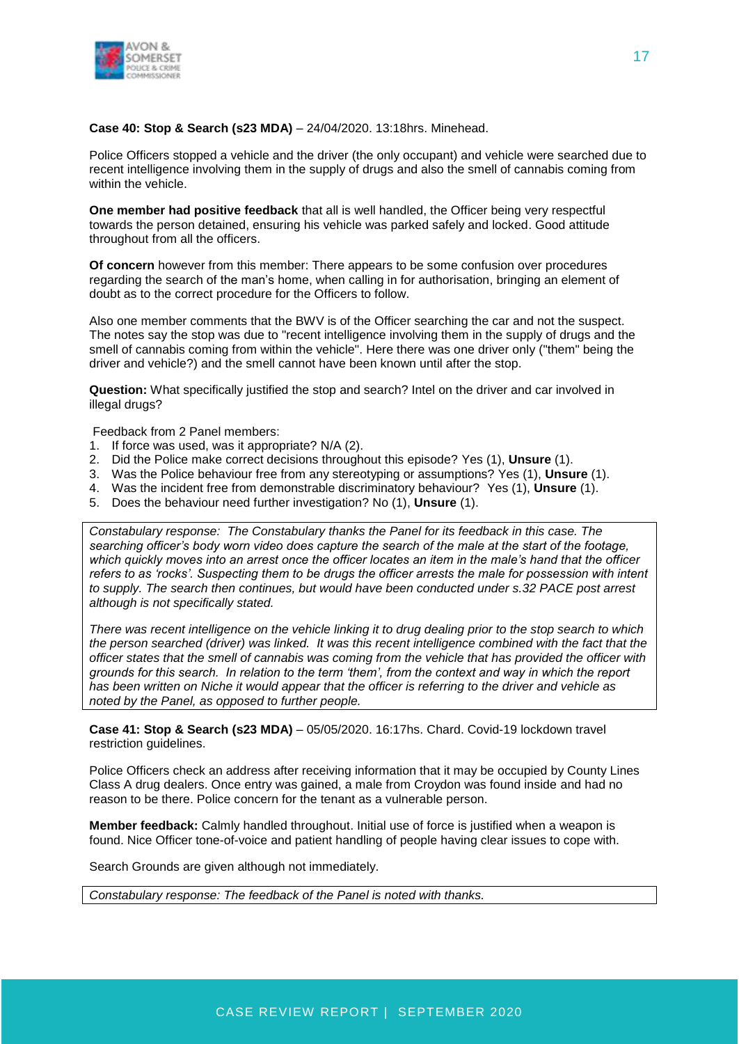**Case 40: Stop & Search (s23 MDA)** – 24/04/2020. 13:18hrs. Minehead.

Police Officers stopped a vehicle and the driver (the only occupant) and vehicle were searched due to recent intelligence involving them in the supply of drugs and also the smell of cannabis coming from within the vehicle.

**One member had positive feedback** that all is well handled, the Officer being very respectful towards the person detained, ensuring his vehicle was parked safely and locked. Good attitude throughout from all the officers.

**Of concern** however from this member: There appears to be some confusion over procedures regarding the search of the man's home, when calling in for authorisation, bringing an element of doubt as to the correct procedure for the Officers to follow.

Also one member comments that the BWV is of the Officer searching the car and not the suspect. The notes say the stop was due to "recent intelligence involving them in the supply of drugs and the smell of cannabis coming from within the vehicle". Here there was one driver only ("them" being the driver and vehicle?) and the smell cannot have been known until after the stop.

**Question:** What specifically justified the stop and search? Intel on the driver and car involved in illegal drugs?

Feedback from 2 Panel members:

1. If force was used, was it appropriate? N/A (2).
2. Did the Police make correct decisions throughout this episode? Yes (1), **Unsure** (1).
3. Was the Police behaviour free from any stereotyping or assumptions? Yes (1), **Unsure** (1).
4. Was the incident free from demonstrable discriminatory behaviour? Yes (1), **Unsure** (1).
5. Does the behaviour need further investigation? No (1), **Unsure** (1).

*Constabulary response: The Constabulary thanks the Panel for its feedback in this case. The searching officer's body worn video does capture the search of the male at the start of the footage, which quickly moves into an arrest once the officer locates an item in the male's hand that the officer refers to as 'rocks'. Suspecting them to be drugs the officer arrests the male for possession with intent to supply. The search then continues, but would have been conducted under s.32 PACE post arrest although is not specifically stated.*

*There was recent intelligence on the vehicle linking it to drug dealing prior to the stop search to which the person searched (driver) was linked. It was this recent intelligence combined with the fact that the officer states that the smell of cannabis was coming from the vehicle that has provided the officer with grounds for this search. In relation to the term 'them', from the context and way in which the report has been written on Niche it would appear that the officer is referring to the driver and vehicle as noted by the Panel, as opposed to further people.*

**Case 41: Stop & Search (s23 MDA)** – 05/05/2020. 16:17hs. Chard. Covid-19 lockdown travel restriction guidelines.

Police Officers check an address after receiving information that it may be occupied by County Lines Class A drug dealers. Once entry was gained, a male from Croydon was found inside and had no reason to be there. Police concern for the tenant as a vulnerable person.

**Member feedback:** Calmly handled throughout. Initial use of force is justified when a weapon is found. Nice Officer tone-of-voice and patient handling of people having clear issues to cope with.

Search Grounds are given although not immediately.

*Constabulary response: The feedback of the Panel is noted with thanks.*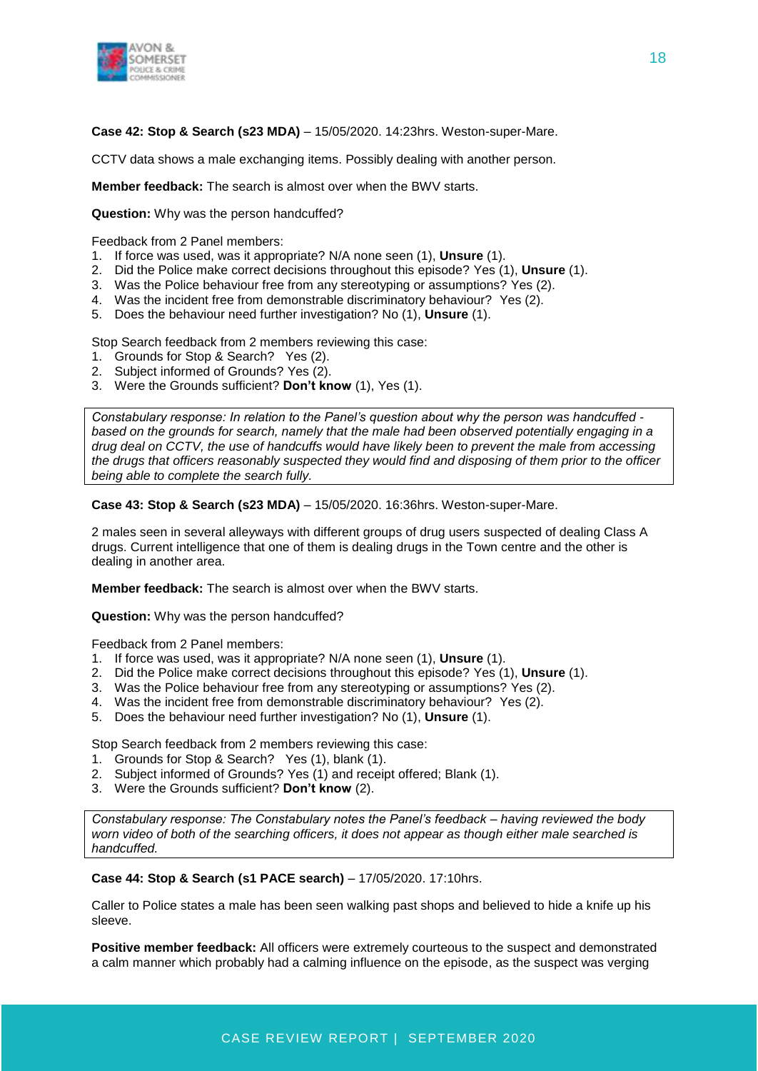**Case 42: Stop & Search (s23 MDA)** – 15/05/2020. 14:23hrs. Weston-super-Mare.

CCTV data shows a male exchanging items. Possibly dealing with another person.

**Member feedback:** The search is almost over when the BWV starts.

**Question:** Why was the person handcuffed?

Feedback from 2 Panel members:

1. If force was used, was it appropriate? N/A none seen (1), **Unsure** (1).
2. Did the Police make correct decisions throughout this episode? Yes (1), **Unsure** (1).
3. Was the Police behaviour free from any stereotyping or assumptions? Yes (2).
4. Was the incident free from demonstrable discriminatory behaviour? Yes (2).
5. Does the behaviour need further investigation? No (1), **Unsure** (1).

Stop Search feedback from 2 members reviewing this case:

1. Grounds for Stop & Search? Yes (2).
2. Subject informed of Grounds? Yes (2).
3. Were the Grounds sufficient? **Don't know** (1), Yes (1).

*Constabulary response: In relation to the Panel's question about why the person was handcuffed - based on the grounds for search, namely that the male had been observed potentially engaging in a drug deal on CCTV, the use of handcuffs would have likely been to prevent the male from accessing the drugs that officers reasonably suspected they would find and disposing of them prior to the officer being able to complete the search fully.*

**Case 43: Stop & Search (s23 MDA)** – 15/05/2020. 16:36hrs. Weston-super-Mare.

2 males seen in several alleyways with different groups of drug users suspected of dealing Class A drugs. Current intelligence that one of them is dealing drugs in the Town centre and the other is dealing in another area.

**Member feedback:** The search is almost over when the BWV starts.

**Question:** Why was the person handcuffed?

Feedback from 2 Panel members:

1. If force was used, was it appropriate? N/A none seen (1), **Unsure** (1).
2. Did the Police make correct decisions throughout this episode? Yes (1), **Unsure** (1).
3. Was the Police behaviour free from any stereotyping or assumptions? Yes (2).
4. Was the incident free from demonstrable discriminatory behaviour? Yes (2).
5. Does the behaviour need further investigation? No (1), **Unsure** (1).

Stop Search feedback from 2 members reviewing this case:

1. Grounds for Stop & Search? Yes (1), blank (1).
2. Subject informed of Grounds? Yes (1) and receipt offered; Blank (1).
3. Were the Grounds sufficient? **Don't know** (2).

*Constabulary response: The Constabulary notes the Panel's feedback – having reviewed the body worn video of both of the searching officers, it does not appear as though either male searched is handcuffed.*

**Case 44: Stop & Search (s1 PACE search)** – 17/05/2020. 17:10hrs.

Caller to Police states a male has been seen walking past shops and believed to hide a knife up his sleeve.

**Positive member feedback:** All officers were extremely courteous to the suspect and demonstrated a calm manner which probably had a calming influence on the episode, as the suspect was verging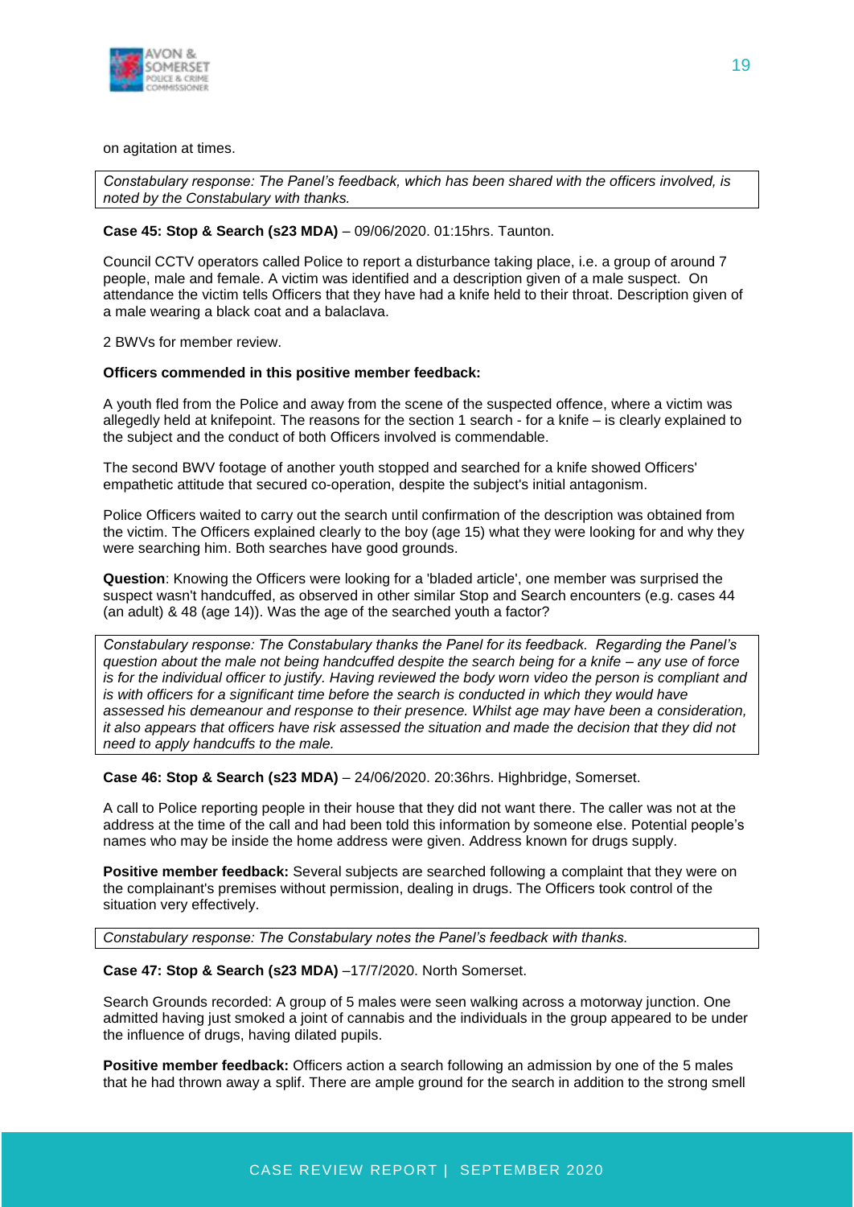on agitation at times.

*Constabulary response: The Panel's feedback, which has been shared with the officers involved, is noted by the Constabulary with thanks.*

**Case 45: Stop & Search (s23 MDA)** – 09/06/2020. 01:15hrs. Taunton.

Council CCTV operators called Police to report a disturbance taking place, i.e. a group of around 7 people, male and female. A victim was identified and a description given of a male suspect. On attendance the victim tells Officers that they have had a knife held to their throat. Description given of a male wearing a black coat and a balaclava.

2 BWVs for member review.

**Officers commended in this positive member feedback:**

A youth fled from the Police and away from the scene of the suspected offence, where a victim was allegedly held at knifepoint. The reasons for the section 1 search - for a knife – is clearly explained to the subject and the conduct of both Officers involved is commendable.

The second BWV footage of another youth stopped and searched for a knife showed Officers' empathetic attitude that secured co-operation, despite the subject's initial antagonism.

Police Officers waited to carry out the search until confirmation of the description was obtained from the victim. The Officers explained clearly to the boy (age 15) what they were looking for and why they were searching him. Both searches have good grounds.

**Question**: Knowing the Officers were looking for a 'bladed article', one member was surprised the suspect wasn't handcuffed, as observed in other similar Stop and Search encounters (e.g. cases 44 (an adult) & 48 (age 14)). Was the age of the searched youth a factor?

*Constabulary response: The Constabulary thanks the Panel for its feedback. Regarding the Panel's question about the male not being handcuffed despite the search being for a knife – any use of force is for the individual officer to justify. Having reviewed the body worn video the person is compliant and is with officers for a significant time before the search is conducted in which they would have assessed his demeanour and response to their presence. Whilst age may have been a consideration, it also appears that officers have risk assessed the situation and made the decision that they did not need to apply handcuffs to the male.*

**Case 46: Stop & Search (s23 MDA)** – 24/06/2020. 20:36hrs. Highbridge, Somerset.

A call to Police reporting people in their house that they did not want there. The caller was not at the address at the time of the call and had been told this information by someone else. Potential people's names who may be inside the home address were given. Address known for drugs supply.

**Positive member feedback:** Several subjects are searched following a complaint that they were on the complainant's premises without permission, dealing in drugs. The Officers took control of the situation very effectively.

*Constabulary response: The Constabulary notes the Panel's feedback with thanks.*

**Case 47: Stop & Search (s23 MDA)** –17/7/2020. North Somerset.

Search Grounds recorded: A group of 5 males were seen walking across a motorway junction. One admitted having just smoked a joint of cannabis and the individuals in the group appeared to be under the influence of drugs, having dilated pupils.

**Positive member feedback:** Officers action a search following an admission by one of the 5 males that he had thrown away a splif. There are ample ground for the search in addition to the strong smell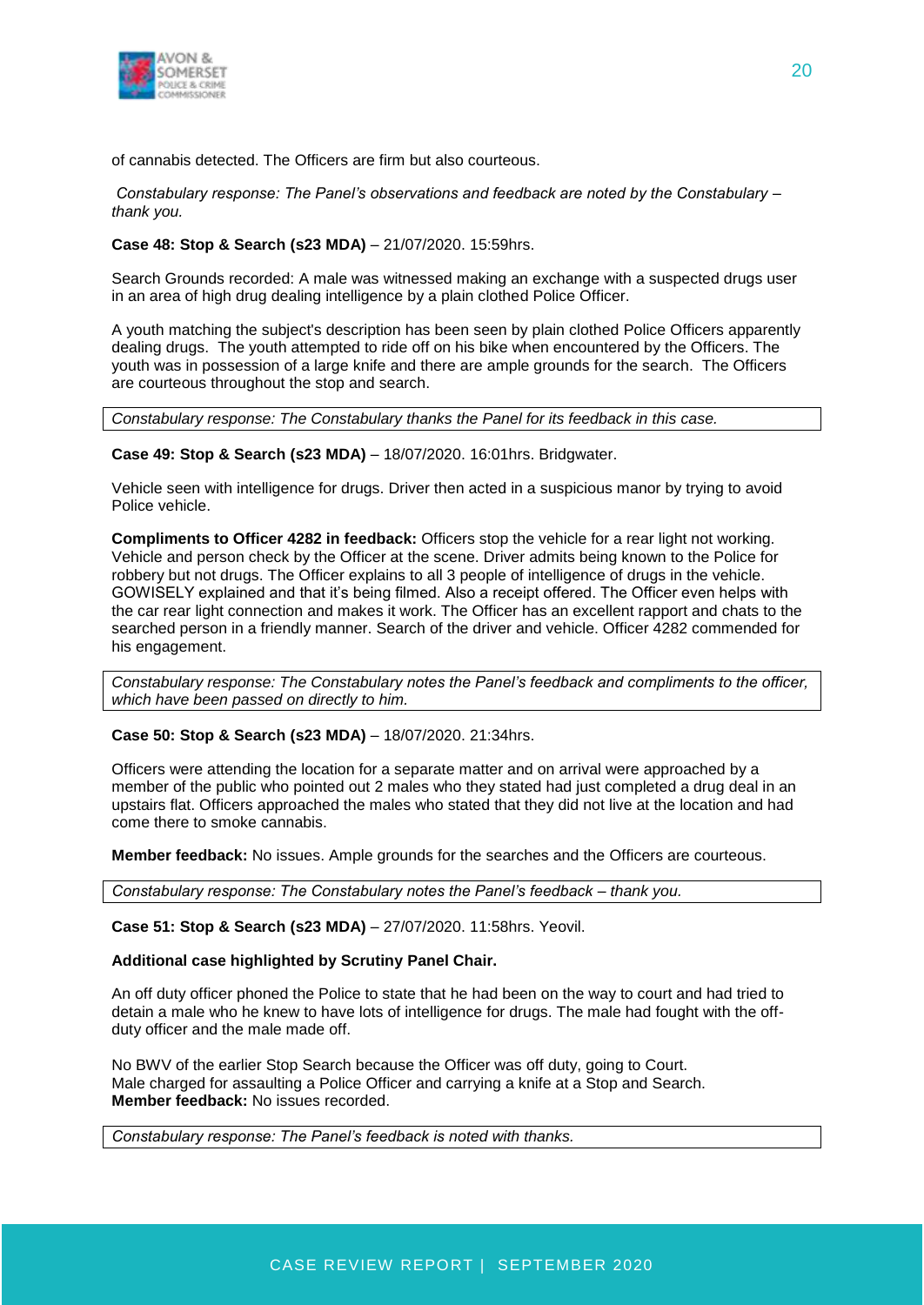of cannabis detected. The Officers are firm but also courteous.

*Constabulary response: The Panel's observations and feedback are noted by the Constabulary – thank you.*

**Case 48: Stop & Search (s23 MDA)** – 21/07/2020. 15:59hrs.

Search Grounds recorded: A male was witnessed making an exchange with a suspected drugs user in an area of high drug dealing intelligence by a plain clothed Police Officer.

A youth matching the subject's description has been seen by plain clothed Police Officers apparently dealing drugs. The youth attempted to ride off on his bike when encountered by the Officers. The youth was in possession of a large knife and there are ample grounds for the search. The Officers are courteous throughout the stop and search.

*Constabulary response: The Constabulary thanks the Panel for its feedback in this case.*

**Case 49: Stop & Search (s23 MDA)** – 18/07/2020. 16:01hrs. Bridgwater.

Vehicle seen with intelligence for drugs. Driver then acted in a suspicious manor by trying to avoid Police vehicle.

**Compliments to Officer 4282 in feedback:** Officers stop the vehicle for a rear light not working. Vehicle and person check by the Officer at the scene. Driver admits being known to the Police for robbery but not drugs. The Officer explains to all 3 people of intelligence of drugs in the vehicle. GOWISELY explained and that it's being filmed. Also a receipt offered. The Officer even helps with the car rear light connection and makes it work. The Officer has an excellent rapport and chats to the searched person in a friendly manner. Search of the driver and vehicle. Officer 4282 commended for his engagement.

*Constabulary response: The Constabulary notes the Panel's feedback and compliments to the officer, which have been passed on directly to him.*

**Case 50: Stop & Search (s23 MDA)** – 18/07/2020. 21:34hrs.

Officers were attending the location for a separate matter and on arrival were approached by a member of the public who pointed out 2 males who they stated had just completed a drug deal in an upstairs flat. Officers approached the males who stated that they did not live at the location and had come there to smoke cannabis.

**Member feedback:** No issues. Ample grounds for the searches and the Officers are courteous.

*Constabulary response: The Constabulary notes the Panel's feedback – thank you.*

**Case 51: Stop & Search (s23 MDA)** – 27/07/2020. 11:58hrs. Yeovil.

**Additional case highlighted by Scrutiny Panel Chair.**

An off duty officer phoned the Police to state that he had been on the way to court and had tried to detain a male who he knew to have lots of intelligence for drugs. The male had fought with the off-duty officer and the male made off.

No BWV of the earlier Stop Search because the Officer was off duty, going to Court.
Male charged for assaulting a Police Officer and carrying a knife at a Stop and Search.
**Member feedback:** No issues recorded.

*Constabulary response: The Panel's feedback is noted with thanks.*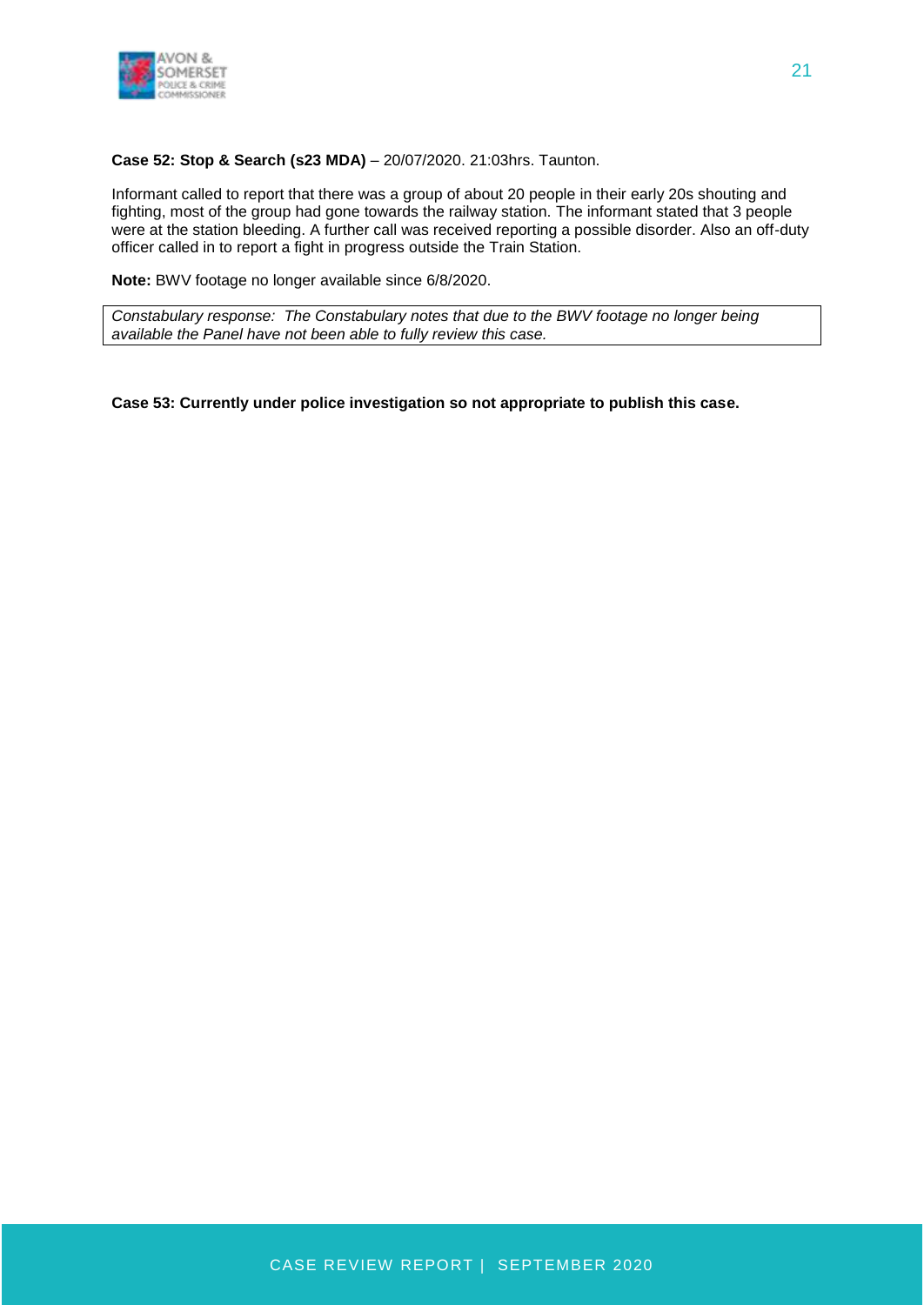**Case 52: Stop & Search (s23 MDA)** – 20/07/2020. 21:03hrs. Taunton.

Informant called to report that there was a group of about 20 people in their early 20s shouting and fighting, most of the group had gone towards the railway station. The informant stated that 3 people were at the station bleeding. A further call was received reporting a possible disorder. Also an off-duty officer called in to report a fight in progress outside the Train Station.

**Note:** BWV footage no longer available since 6/8/2020.

*Constabulary response: The Constabulary notes that due to the BWV footage no longer being available the Panel have not been able to fully review this case.*

**Case 53: Currently under police investigation so not appropriate to publish this case.**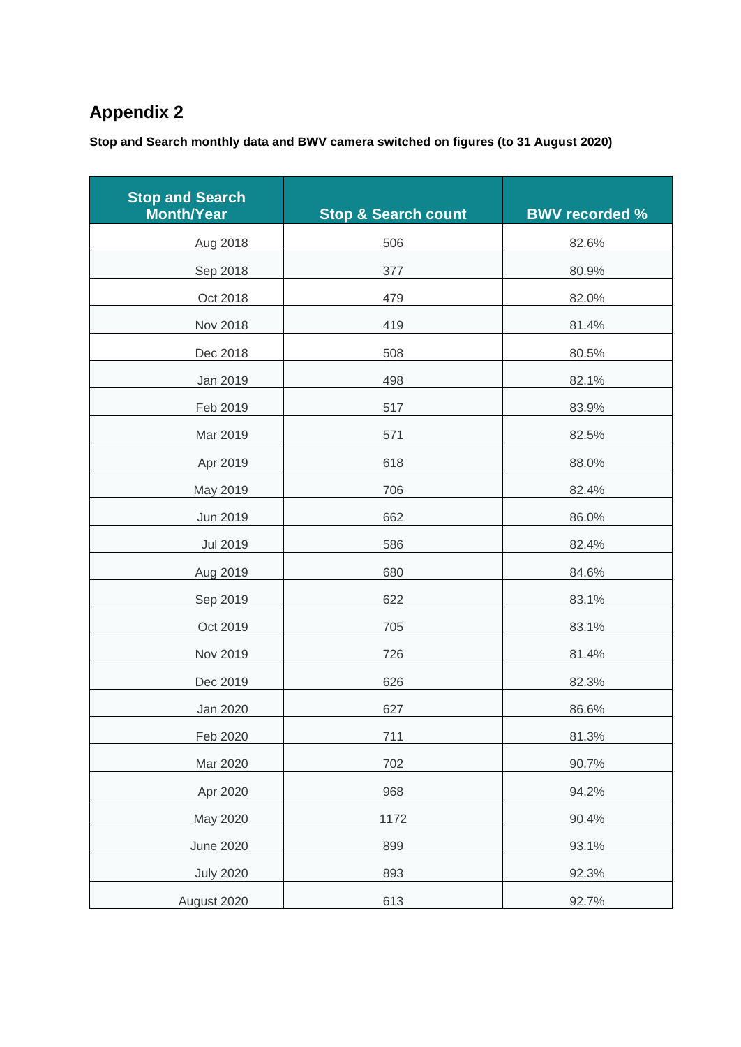# Appendix 2

**Stop and Search monthly data and BWV camera switched on figures (to 31 August 2020)**

| Stop and Search Month/Year | Stop & Search count | BWV recorded % |
|---|---|---|
| Aug 2018 | 506 | 82.6% |
| Sep 2018 | 377 | 80.9% |
| Oct 2018 | 479 | 82.0% |
| Nov 2018 | 419 | 81.4% |
| Dec 2018 | 508 | 80.5% |
| Jan 2019 | 498 | 82.1% |
| Feb 2019 | 517 | 83.9% |
| Mar 2019 | 571 | 82.5% |
| Apr 2019 | 618 | 88.0% |
| May 2019 | 706 | 82.4% |
| Jun 2019 | 662 | 86.0% |
| Jul 2019 | 586 | 82.4% |
| Aug 2019 | 680 | 84.6% |
| Sep 2019 | 622 | 83.1% |
| Oct 2019 | 705 | 83.1% |
| Nov 2019 | 726 | 81.4% |
| Dec 2019 | 626 | 82.3% |
| Jan 2020 | 627 | 86.6% |
| Feb 2020 | 711 | 81.3% |
| Mar 2020 | 702 | 90.7% |
| Apr 2020 | 968 | 94.2% |
| May 2020 | 1172 | 90.4% |
| June 2020 | 899 | 93.1% |
| July 2020 | 893 | 92.3% |
| August 2020 | 613 | 92.7% |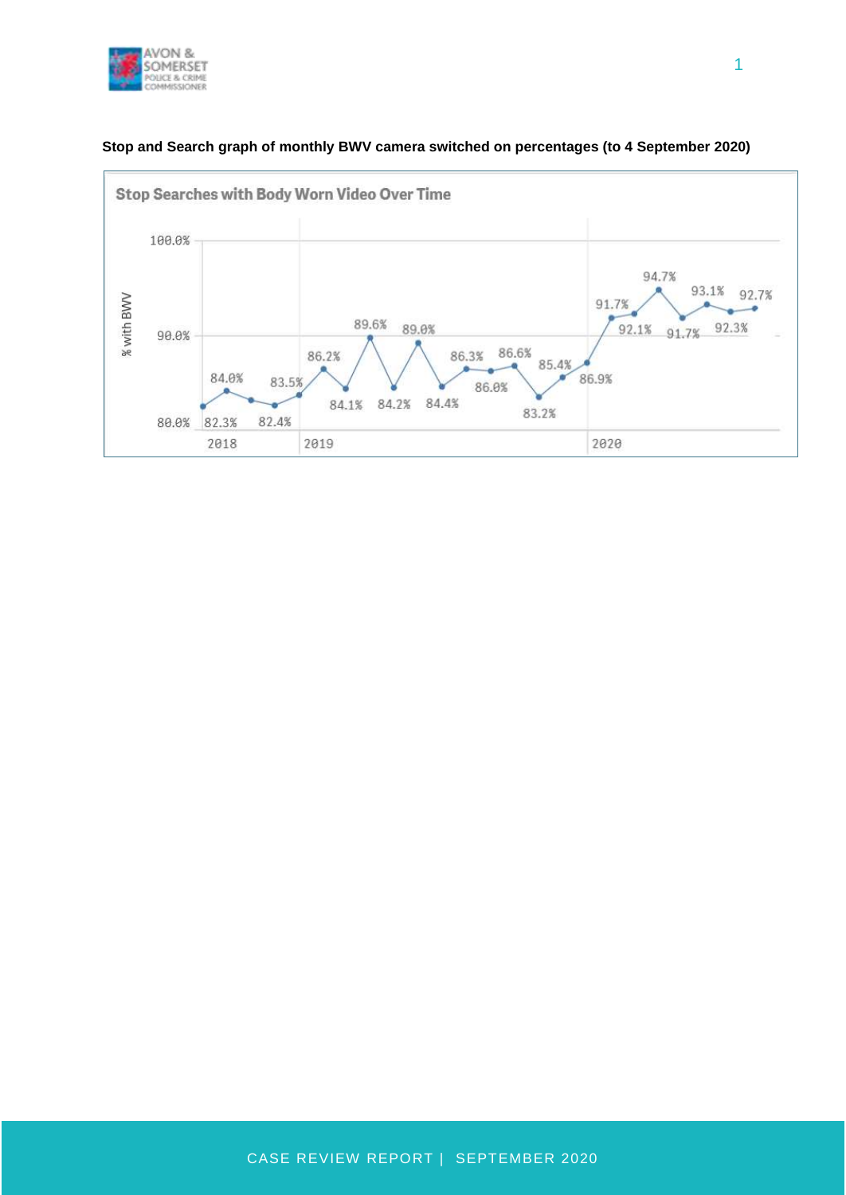**Stop and Search graph of monthly BWV camera switched on percentages (to 4 September 2020)**

Stop Searches with Body Worn Video Over Time

| Year | % with BWV |
| --- | --- |
| 2018 | 82.3% |
| | 84.0% |
| | 83.0% |
| | 82.4% |
| | 83.5% |
| 2019 | 86.2% |
| | 84.1% |
| | 89.6% |
| | 84.2% |
| | 89.0% |
| | 84.4% |
| | 86.3% |
| | 86.0% |
| | 86.6% |
| | 83.2% |
| | 85.4% |
| | 86.9% |
| 2020 | 91.7% |
| | 92.1% |
| | 94.7% |
| | 91.7% |
| | 93.1% |
| | 92.3% |
| | 92.7% |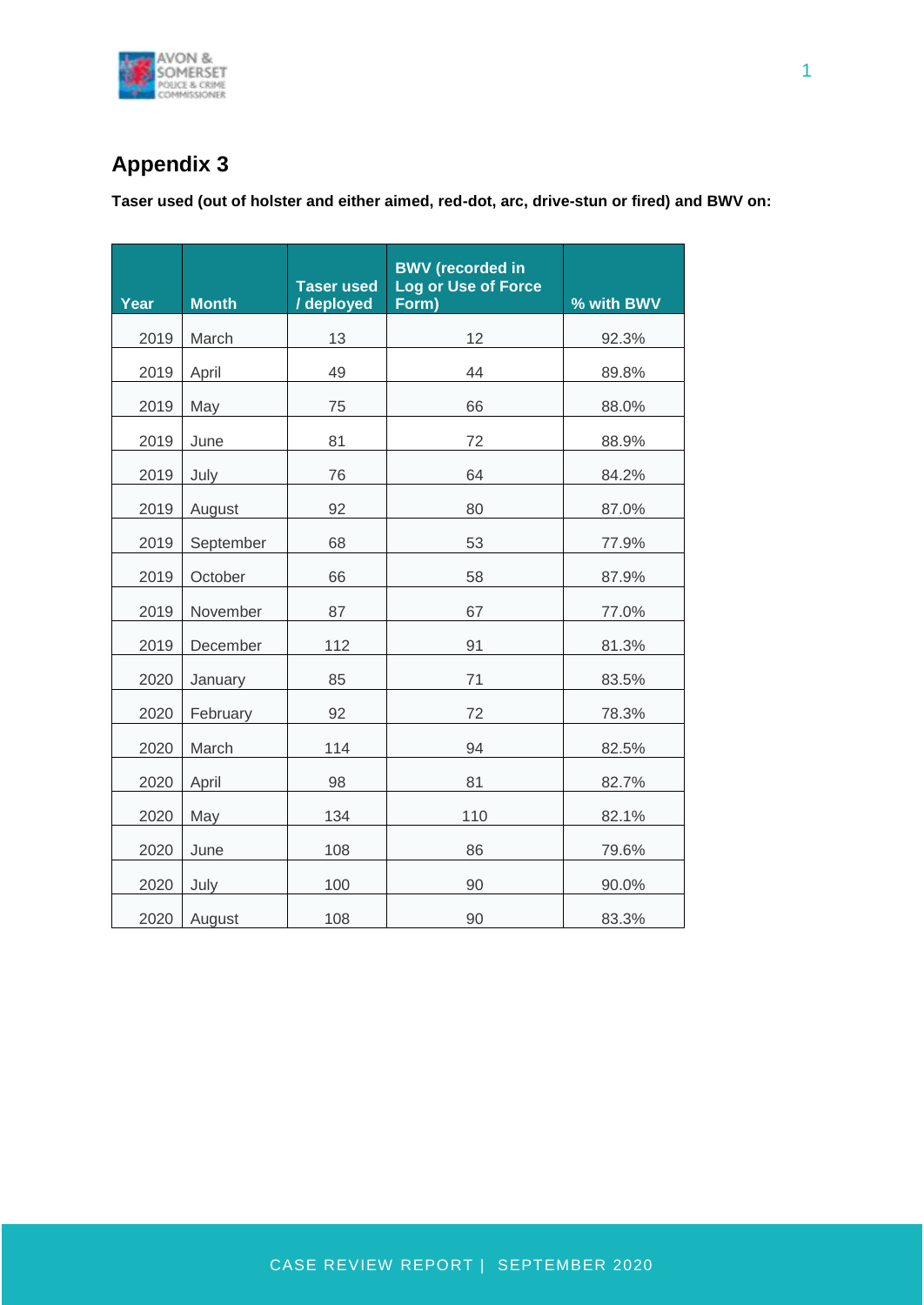## Appendix 3

**Taser used (out of holster and either aimed, red-dot, arc, drive-stun or fired) and BWV on:**

| Year | Month | Taser used / deployed | BWV (recorded in Log or Use of Force Form) | % with BWV |
|---|---|---|---|---|
| 2019 | March | 13 | 12 | 92.3% |
| 2019 | April | 49 | 44 | 89.8% |
| 2019 | May | 75 | 66 | 88.0% |
| 2019 | June | 81 | 72 | 88.9% |
| 2019 | July | 76 | 64 | 84.2% |
| 2019 | August | 92 | 80 | 87.0% |
| 2019 | September | 68 | 53 | 77.9% |
| 2019 | October | 66 | 58 | 87.9% |
| 2019 | November | 87 | 67 | 77.0% |
| 2019 | December | 112 | 91 | 81.3% |
| 2020 | January | 85 | 71 | 83.5% |
| 2020 | February | 92 | 72 | 78.3% |
| 2020 | March | 114 | 94 | 82.5% |
| 2020 | April | 98 | 81 | 82.7% |
| 2020 | May | 134 | 110 | 82.1% |
| 2020 | June | 108 | 86 | 79.6% |
| 2020 | July | 100 | 90 | 90.0% |
| 2020 | August | 108 | 90 | 83.3% |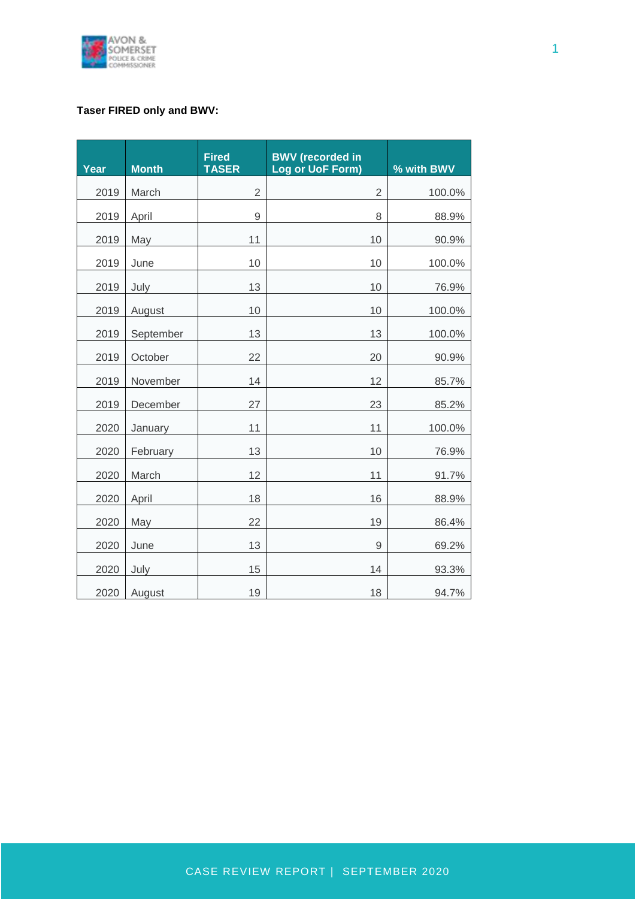**Taser FIRED only and BWV:**

| Year | Month | Fired TASER | BWV (recorded in Log or UoF Form) | % with BWV |
|---|---|---|---|---|
| 2019 | March | 2 | 2 | 100.0% |
| 2019 | April | 9 | 8 | 88.9% |
| 2019 | May | 11 | 10 | 90.9% |
| 2019 | June | 10 | 10 | 100.0% |
| 2019 | July | 13 | 10 | 76.9% |
| 2019 | August | 10 | 10 | 100.0% |
| 2019 | September | 13 | 13 | 100.0% |
| 2019 | October | 22 | 20 | 90.9% |
| 2019 | November | 14 | 12 | 85.7% |
| 2019 | December | 27 | 23 | 85.2% |
| 2020 | January | 11 | 11 | 100.0% |
| 2020 | February | 13 | 10 | 76.9% |
| 2020 | March | 12 | 11 | 91.7% |
| 2020 | April | 18 | 16 | 88.9% |
| 2020 | May | 22 | 19 | 86.4% |
| 2020 | June | 13 | 9 | 69.2% |
| 2020 | July | 15 | 14 | 93.3% |
| 2020 | August | 19 | 18 | 94.7% |